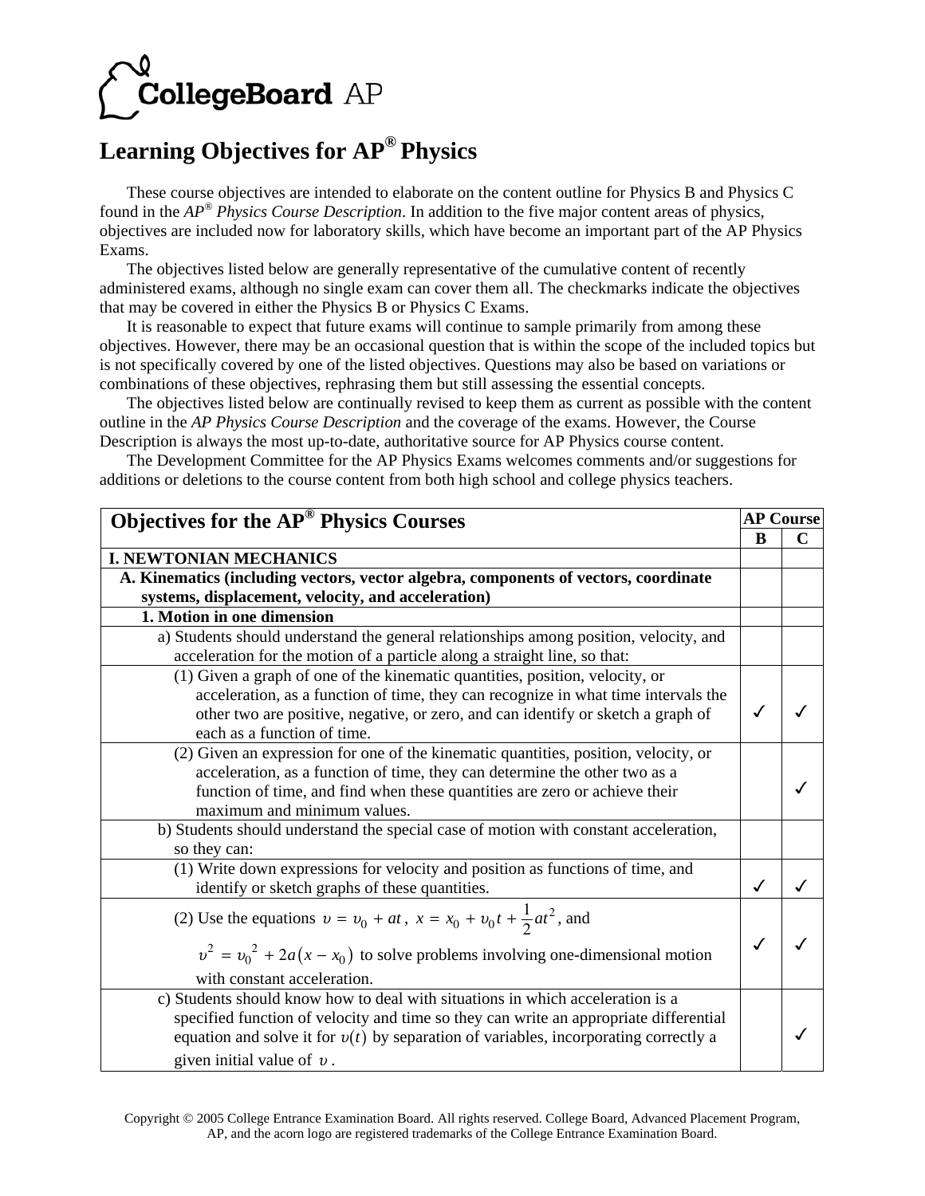CollegeBoard AP

# Learning Objectives for AP® Physics

These course objectives are intended to elaborate on the content outline for Physics B and Physics C found in the *AP® Physics Course Description*. In addition to the five major content areas of physics, objectives are included now for laboratory skills, which have become an important part of the AP Physics Exams.

The objectives listed below are generally representative of the cumulative content of recently administered exams, although no single exam can cover them all. The checkmarks indicate the objectives that may be covered in either the Physics B or Physics C Exams.

It is reasonable to expect that future exams will continue to sample primarily from among these objectives. However, there may be an occasional question that is within the scope of the included topics but is not specifically covered by one of the listed objectives. Questions may also be based on variations or combinations of these objectives, rephrasing them but still assessing the essential concepts.

The objectives listed below are continually revised to keep them as current as possible with the content outline in the *AP Physics Course Description* and the coverage of the exams. However, the Course Description is always the most up-to-date, authoritative source for AP Physics course content.

The Development Committee for the AP Physics Exams welcomes comments and/or suggestions for additions or deletions to the course content from both high school and college physics teachers.

| **Objectives for the AP® Physics Courses** | **AP Course** | |
|---|---|---|
| | **B** | **C** |
| **I. NEWTONIAN MECHANICS** | | |
| **A. Kinematics (including vectors, vector algebra, components of vectors, coordinate systems, displacement, velocity, and acceleration)** | | |
| **1. Motion in one dimension** | | |
| a) Students should understand the general relationships among position, velocity, and acceleration for the motion of a particle along a straight line, so that: | | |
| (1) Given a graph of one of the kinematic quantities, position, velocity, or acceleration, as a function of time, they can recognize in what time intervals the other two are positive, negative, or zero, and can identify or sketch a graph of each as a function of time. | ✓ | ✓ |
| (2) Given an expression for one of the kinematic quantities, position, velocity, or acceleration, as a function of time, they can determine the other two as a function of time, and find when these quantities are zero or achieve their maximum and minimum values. | | ✓ |
| b) Students should understand the special case of motion with constant acceleration, so they can: | | |
| (1) Write down expressions for velocity and position as functions of time, and identify or sketch graphs of these quantities. | ✓ | ✓ |
| (2) Use the equations $\upsilon = \upsilon_0 + at$, $x = x_0 + \upsilon_0 t + \frac{1}{2}at^2$, and $\upsilon^2 = \upsilon_0{}^2 + 2a(x - x_0)$ to solve problems involving one-dimensional motion with constant acceleration. | ✓ | ✓ |
| c) Students should know how to deal with situations in which acceleration is a specified function of velocity and time so they can write an appropriate differential equation and solve it for $\upsilon(t)$ by separation of variables, incorporating correctly a given initial value of $\upsilon$. | | ✓ |

Copyright © 2005 College Entrance Examination Board. All rights reserved. College Board, Advanced Placement Program, AP, and the acorn logo are registered trademarks of the College Entrance Examination Board.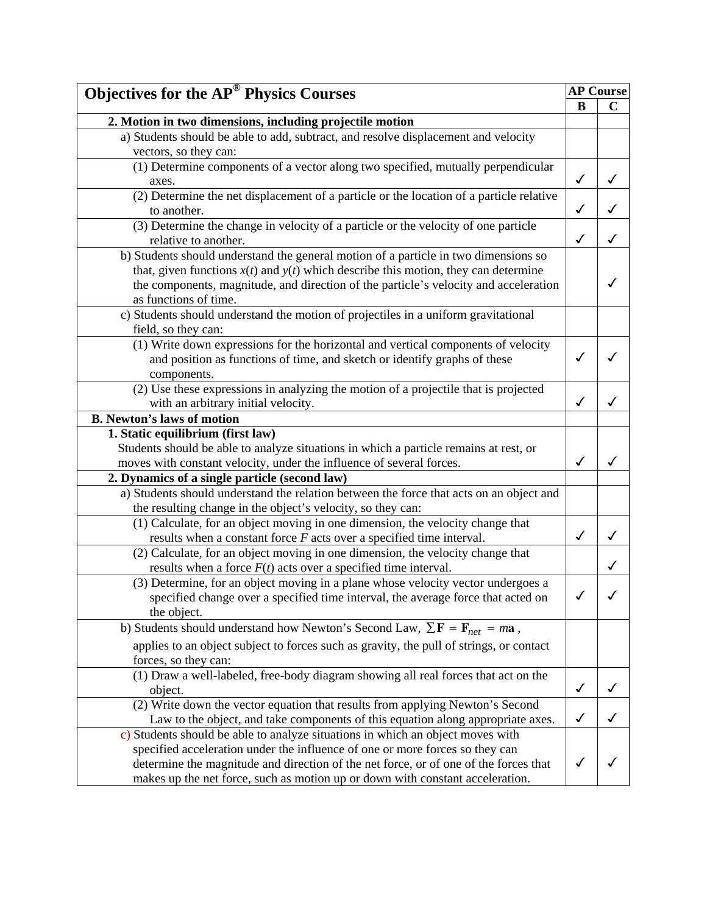| Objectives for the AP® Physics Courses | AP Course | |
|---|---|---|
| | B | C |
| **2. Motion in two dimensions, including projectile motion** | | |
| a) Students should be able to add, subtract, and resolve displacement and velocity vectors, so they can: | | |
| (1) Determine components of a vector along two specified, mutually perpendicular axes. | ✓ | ✓ |
| (2) Determine the net displacement of a particle or the location of a particle relative to another. | ✓ | ✓ |
| (3) Determine the change in velocity of a particle or the velocity of one particle relative to another. | ✓ | ✓ |
| b) Students should understand the general motion of a particle in two dimensions so that, given functions $x(t)$ and $y(t)$ which describe this motion, they can determine the components, magnitude, and direction of the particle's velocity and acceleration as functions of time. | | ✓ |
| c) Students should understand the motion of projectiles in a uniform gravitational field, so they can: | | |
| (1) Write down expressions for the horizontal and vertical components of velocity and position as functions of time, and sketch or identify graphs of these components. | ✓ | ✓ |
| (2) Use these expressions in analyzing the motion of a projectile that is projected with an arbitrary initial velocity. | ✓ | ✓ |
| **B. Newton's laws of motion** | | |
| **1. Static equilibrium (first law)** Students should be able to analyze situations in which a particle remains at rest, or moves with constant velocity, under the influence of several forces. | ✓ | ✓ |
| **2. Dynamics of a single particle (second law)** | | |
| a) Students should understand the relation between the force that acts on an object and the resulting change in the object's velocity, so they can: | | |
| (1) Calculate, for an object moving in one dimension, the velocity change that results when a constant force $F$ acts over a specified time interval. | ✓ | ✓ |
| (2) Calculate, for an object moving in one dimension, the velocity change that results when a force $F(t)$ acts over a specified time interval. | | ✓ |
| (3) Determine, for an object moving in a plane whose velocity vector undergoes a specified change over a specified time interval, the average force that acted on the object. | ✓ | ✓ |
| b) Students should understand how Newton's Second Law, $\sum \mathbf{F} = \mathbf{F}_{net} = m\mathbf{a}$, applies to an object subject to forces such as gravity, the pull of strings, or contact forces, so they can: | | |
| (1) Draw a well-labeled, free-body diagram showing all real forces that act on the object. | ✓ | ✓ |
| (2) Write down the vector equation that results from applying Newton's Second Law to the object, and take components of this equation along appropriate axes. | ✓ | ✓ |
| c) Students should be able to analyze situations in which an object moves with specified acceleration under the influence of one or more forces so they can determine the magnitude and direction of the net force, or of one of the forces that makes up the net force, such as motion up or down with constant acceleration. | ✓ | ✓ |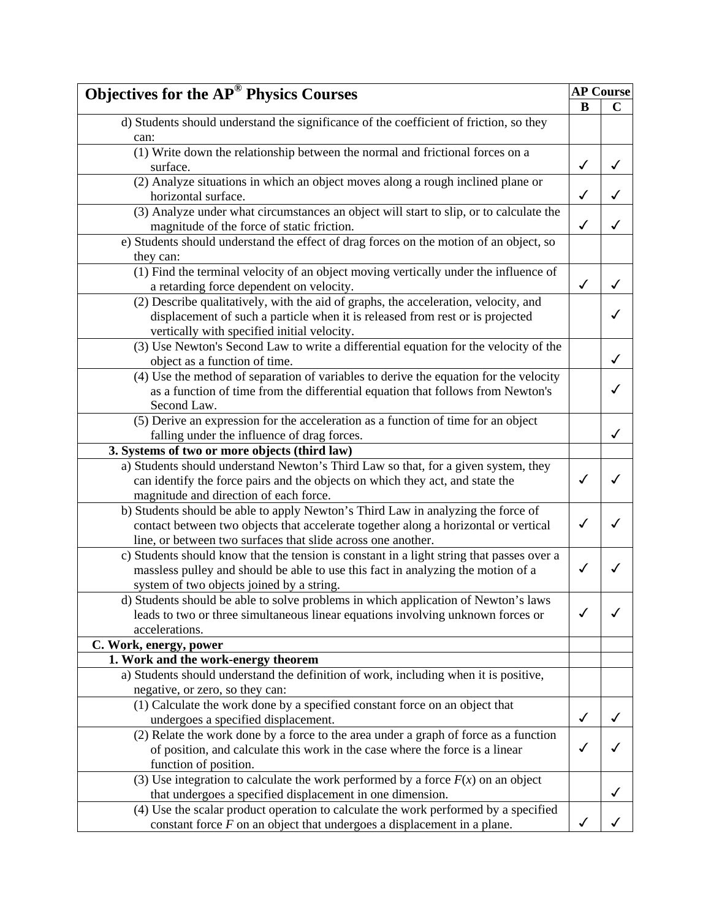| Objectives for the AP® Physics Courses | AP Course | |
|---|---|---|
| | B | C |
| d) Students should understand the significance of the coefficient of friction, so they can: | | |
| (1) Write down the relationship between the normal and frictional forces on a surface. | ✓ | ✓ |
| (2) Analyze situations in which an object moves along a rough inclined plane or horizontal surface. | ✓ | ✓ |
| (3) Analyze under what circumstances an object will start to slip, or to calculate the magnitude of the force of static friction. | ✓ | ✓ |
| e) Students should understand the effect of drag forces on the motion of an object, so they can: | | |
| (1) Find the terminal velocity of an object moving vertically under the influence of a retarding force dependent on velocity. | ✓ | ✓ |
| (2) Describe qualitatively, with the aid of graphs, the acceleration, velocity, and displacement of such a particle when it is released from rest or is projected vertically with specified initial velocity. | | ✓ |
| (3) Use Newton's Second Law to write a differential equation for the velocity of the object as a function of time. | | ✓ |
| (4) Use the method of separation of variables to derive the equation for the velocity as a function of time from the differential equation that follows from Newton's Second Law. | | ✓ |
| (5) Derive an expression for the acceleration as a function of time for an object falling under the influence of drag forces. | | ✓ |
| **3. Systems of two or more objects (third law)** | | |
| a) Students should understand Newton's Third Law so that, for a given system, they can identify the force pairs and the objects on which they act, and state the magnitude and direction of each force. | ✓ | ✓ |
| b) Students should be able to apply Newton's Third Law in analyzing the force of contact between two objects that accelerate together along a horizontal or vertical line, or between two surfaces that slide across one another. | ✓ | ✓ |
| c) Students should know that the tension is constant in a light string that passes over a massless pulley and should be able to use this fact in analyzing the motion of a system of two objects joined by a string. | ✓ | ✓ |
| d) Students should be able to solve problems in which application of Newton's laws leads to two or three simultaneous linear equations involving unknown forces or accelerations. | ✓ | ✓ |
| **C. Work, energy, power** | | |
| **1. Work and the work-energy theorem** | | |
| a) Students should understand the definition of work, including when it is positive, negative, or zero, so they can: | | |
| (1) Calculate the work done by a specified constant force on an object that undergoes a specified displacement. | ✓ | ✓ |
| (2) Relate the work done by a force to the area under a graph of force as a function of position, and calculate this work in the case where the force is a linear function of position. | ✓ | ✓ |
| (3) Use integration to calculate the work performed by a force $F(x)$ on an object that undergoes a specified displacement in one dimension. | | ✓ |
| (4) Use the scalar product operation to calculate the work performed by a specified constant force $F$ on an object that undergoes a displacement in a plane. | ✓ | ✓ |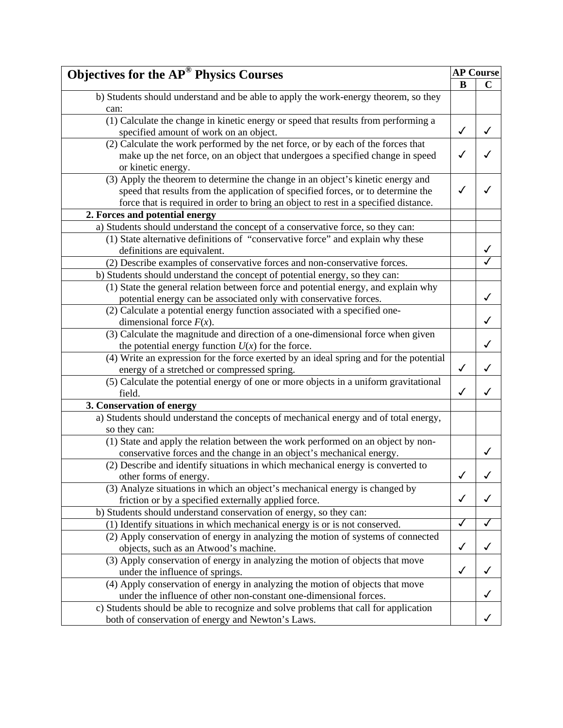| **Objectives for the AP® Physics Courses** | **AP Course** | |
|---|---|---|
| | **B** | **C** |
| b) Students should understand and be able to apply the work-energy theorem, so they can: | | |
| (1) Calculate the change in kinetic energy or speed that results from performing a specified amount of work on an object. | ✓ | ✓ |
| (2) Calculate the work performed by the net force, or by each of the forces that make up the net force, on an object that undergoes a specified change in speed or kinetic energy. | ✓ | ✓ |
| (3) Apply the theorem to determine the change in an object's kinetic energy and speed that results from the application of specified forces, or to determine the force that is required in order to bring an object to rest in a specified distance. | ✓ | ✓ |
| **2. Forces and potential energy** | | |
| a) Students should understand the concept of a conservative force, so they can: | | |
| (1) State alternative definitions of "conservative force" and explain why these definitions are equivalent. | | ✓ |
| (2) Describe examples of conservative forces and non-conservative forces. | | ✓ |
| b) Students should understand the concept of potential energy, so they can: | | |
| (1) State the general relation between force and potential energy, and explain why potential energy can be associated only with conservative forces. | | ✓ |
| (2) Calculate a potential energy function associated with a specified one-dimensional force $F(x)$. | | ✓ |
| (3) Calculate the magnitude and direction of a one-dimensional force when given the potential energy function $U(x)$ for the force. | | ✓ |
| (4) Write an expression for the force exerted by an ideal spring and for the potential energy of a stretched or compressed spring. | ✓ | ✓ |
| (5) Calculate the potential energy of one or more objects in a uniform gravitational field. | ✓ | ✓ |
| **3. Conservation of energy** | | |
| a) Students should understand the concepts of mechanical energy and of total energy, so they can: | | |
| (1) State and apply the relation between the work performed on an object by non-conservative forces and the change in an object's mechanical energy. | | ✓ |
| (2) Describe and identify situations in which mechanical energy is converted to other forms of energy. | ✓ | ✓ |
| (3) Analyze situations in which an object's mechanical energy is changed by friction or by a specified externally applied force. | ✓ | ✓ |
| b) Students should understand conservation of energy, so they can: | | |
| (1) Identify situations in which mechanical energy is or is not conserved. | ✓ | ✓ |
| (2) Apply conservation of energy in analyzing the motion of systems of connected objects, such as an Atwood's machine. | ✓ | ✓ |
| (3) Apply conservation of energy in analyzing the motion of objects that move under the influence of springs. | ✓ | ✓ |
| (4) Apply conservation of energy in analyzing the motion of objects that move under the influence of other non-constant one-dimensional forces. | | ✓ |
| c) Students should be able to recognize and solve problems that call for application both of conservation of energy and Newton's Laws. | | ✓ |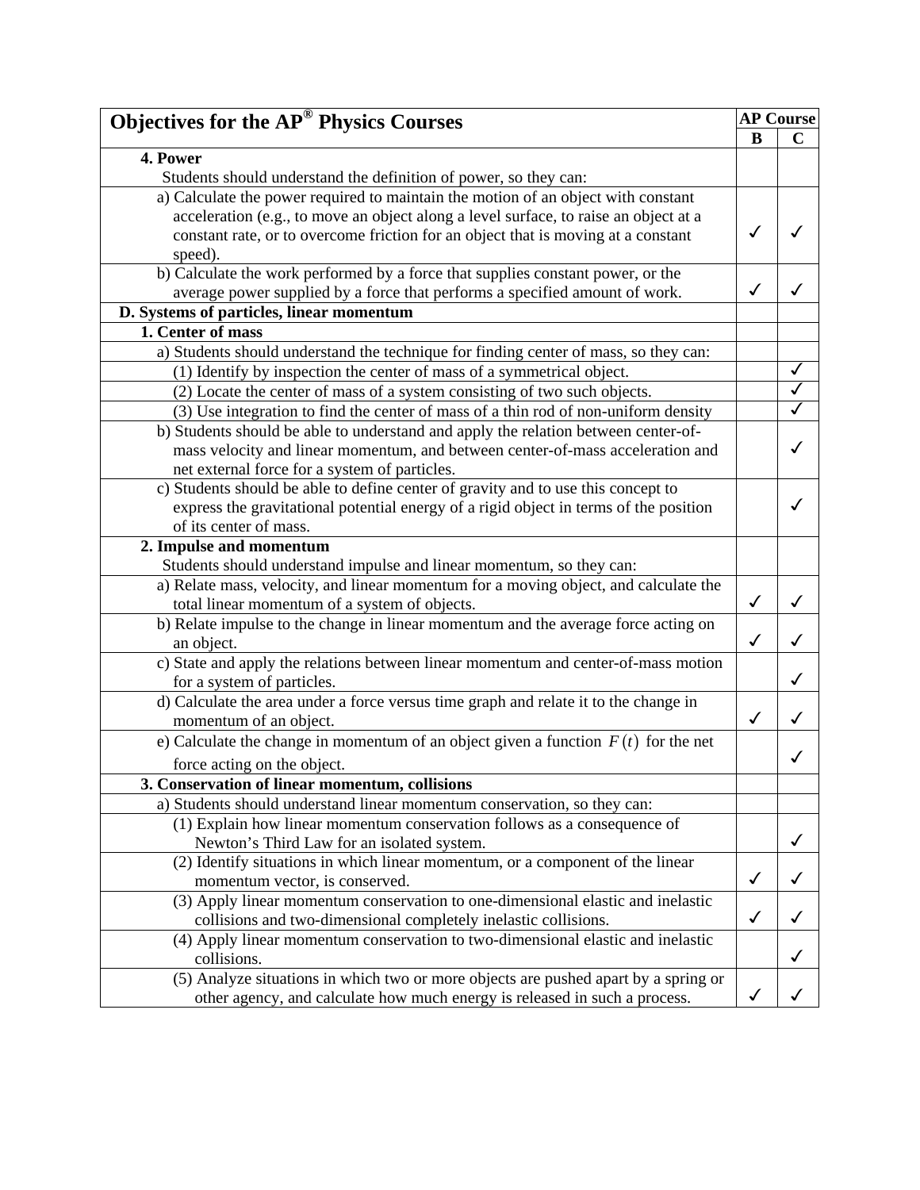| Objectives for the AP® Physics Courses | AP Course | |
|---|---|---|
| | B | C |
| **4. Power** Students should understand the definition of power, so they can: | | |
| a) Calculate the power required to maintain the motion of an object with constant acceleration (e.g., to move an object along a level surface, to raise an object at a constant rate, or to overcome friction for an object that is moving at a constant speed). | ✓ | ✓ |
| b) Calculate the work performed by a force that supplies constant power, or the average power supplied by a force that performs a specified amount of work. | ✓ | ✓ |
| **D. Systems of particles, linear momentum** | | |
| **1. Center of mass** | | |
| a) Students should understand the technique for finding center of mass, so they can: | | |
| (1) Identify by inspection the center of mass of a symmetrical object. | | ✓ |
| (2) Locate the center of mass of a system consisting of two such objects. | | ✓ |
| (3) Use integration to find the center of mass of a thin rod of non-uniform density | | ✓ |
| b) Students should be able to understand and apply the relation between center-of-mass velocity and linear momentum, and between center-of-mass acceleration and net external force for a system of particles. | | ✓ |
| c) Students should be able to define center of gravity and to use this concept to express the gravitational potential energy of a rigid object in terms of the position of its center of mass. | | ✓ |
| **2. Impulse and momentum** Students should understand impulse and linear momentum, so they can: | | |
| a) Relate mass, velocity, and linear momentum for a moving object, and calculate the total linear momentum of a system of objects. | ✓ | ✓ |
| b) Relate impulse to the change in linear momentum and the average force acting on an object. | ✓ | ✓ |
| c) State and apply the relations between linear momentum and center-of-mass motion for a system of particles. | | ✓ |
| d) Calculate the area under a force versus time graph and relate it to the change in momentum of an object. | ✓ | ✓ |
| e) Calculate the change in momentum of an object given a function $F(t)$ for the net force acting on the object. | | ✓ |
| **3. Conservation of linear momentum, collisions** | | |
| a) Students should understand linear momentum conservation, so they can: | | |
| (1) Explain how linear momentum conservation follows as a consequence of Newton's Third Law for an isolated system. | | ✓ |
| (2) Identify situations in which linear momentum, or a component of the linear momentum vector, is conserved. | ✓ | ✓ |
| (3) Apply linear momentum conservation to one-dimensional elastic and inelastic collisions and two-dimensional completely inelastic collisions. | ✓ | ✓ |
| (4) Apply linear momentum conservation to two-dimensional elastic and inelastic collisions. | | ✓ |
| (5) Analyze situations in which two or more objects are pushed apart by a spring or other agency, and calculate how much energy is released in such a process. | ✓ | ✓ |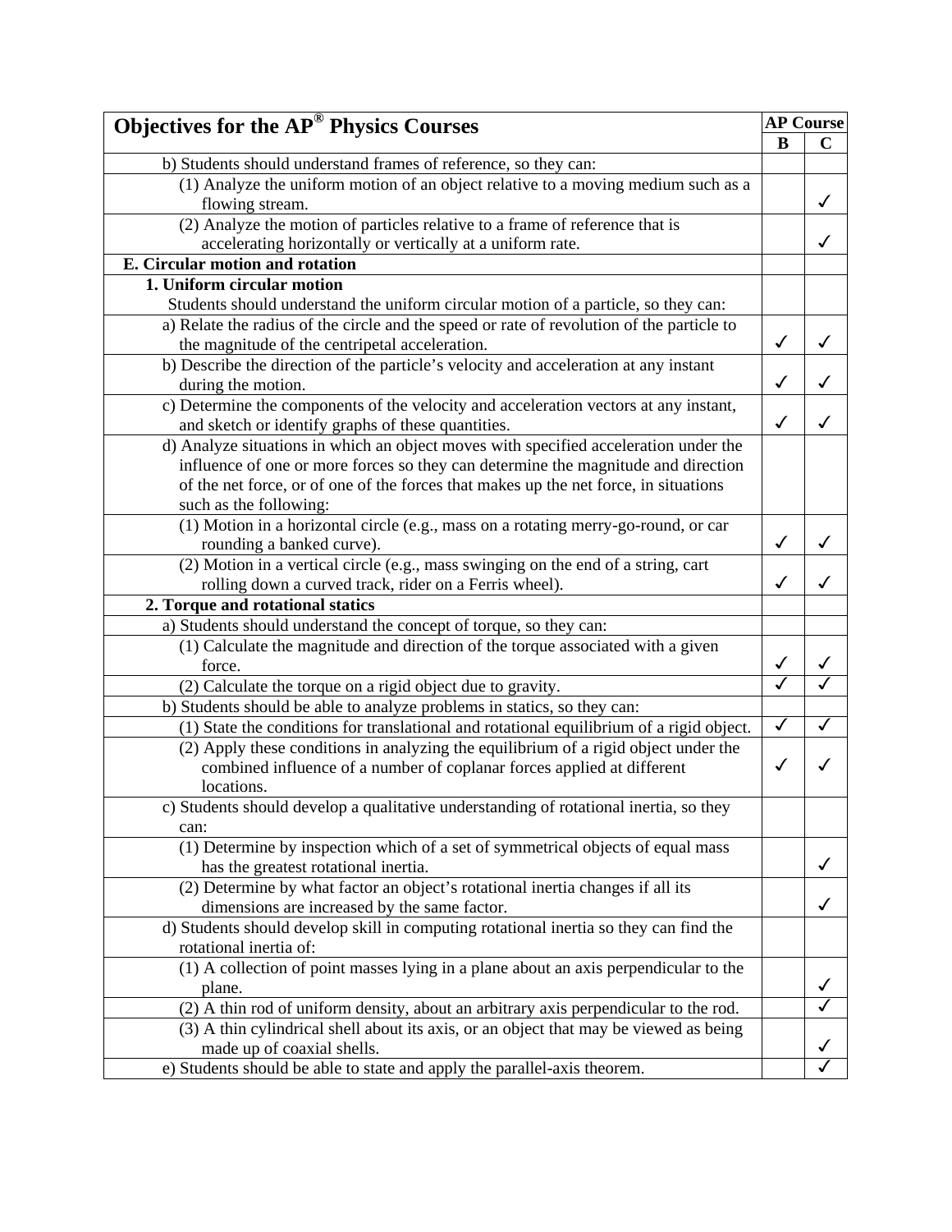| Objectives for the AP® Physics Courses | AP Course | |
|---|---|---|
| | B | C |
| b) Students should understand frames of reference, so they can: | | |
| (1) Analyze the uniform motion of an object relative to a moving medium such as a flowing stream. | | ✓ |
| (2) Analyze the motion of particles relative to a frame of reference that is accelerating horizontally or vertically at a uniform rate. | | ✓ |
| **E. Circular motion and rotation** | | |
| **1. Uniform circular motion** Students should understand the uniform circular motion of a particle, so they can: | | |
| a) Relate the radius of the circle and the speed or rate of revolution of the particle to the magnitude of the centripetal acceleration. | ✓ | ✓ |
| b) Describe the direction of the particle's velocity and acceleration at any instant during the motion. | ✓ | ✓ |
| c) Determine the components of the velocity and acceleration vectors at any instant, and sketch or identify graphs of these quantities. | ✓ | ✓ |
| d) Analyze situations in which an object moves with specified acceleration under the influence of one or more forces so they can determine the magnitude and direction of the net force, or of one of the forces that makes up the net force, in situations such as the following: | | |
| (1) Motion in a horizontal circle (e.g., mass on a rotating merry-go-round, or car rounding a banked curve). | ✓ | ✓ |
| (2) Motion in a vertical circle (e.g., mass swinging on the end of a string, cart rolling down a curved track, rider on a Ferris wheel). | ✓ | ✓ |
| **2. Torque and rotational statics** | | |
| a) Students should understand the concept of torque, so they can: | | |
| (1) Calculate the magnitude and direction of the torque associated with a given force. | ✓ | ✓ |
| (2) Calculate the torque on a rigid object due to gravity. | ✓ | ✓ |
| b) Students should be able to analyze problems in statics, so they can: | | |
| (1) State the conditions for translational and rotational equilibrium of a rigid object. | ✓ | ✓ |
| (2) Apply these conditions in analyzing the equilibrium of a rigid object under the combined influence of a number of coplanar forces applied at different locations. | ✓ | ✓ |
| c) Students should develop a qualitative understanding of rotational inertia, so they can: | | |
| (1) Determine by inspection which of a set of symmetrical objects of equal mass has the greatest rotational inertia. | | ✓ |
| (2) Determine by what factor an object's rotational inertia changes if all its dimensions are increased by the same factor. | | ✓ |
| d) Students should develop skill in computing rotational inertia so they can find the rotational inertia of: | | |
| (1) A collection of point masses lying in a plane about an axis perpendicular to the plane. | | ✓ |
| (2) A thin rod of uniform density, about an arbitrary axis perpendicular to the rod. | | ✓ |
| (3) A thin cylindrical shell about its axis, or an object that may be viewed as being made up of coaxial shells. | | ✓ |
| e) Students should be able to state and apply the parallel-axis theorem. | | ✓ |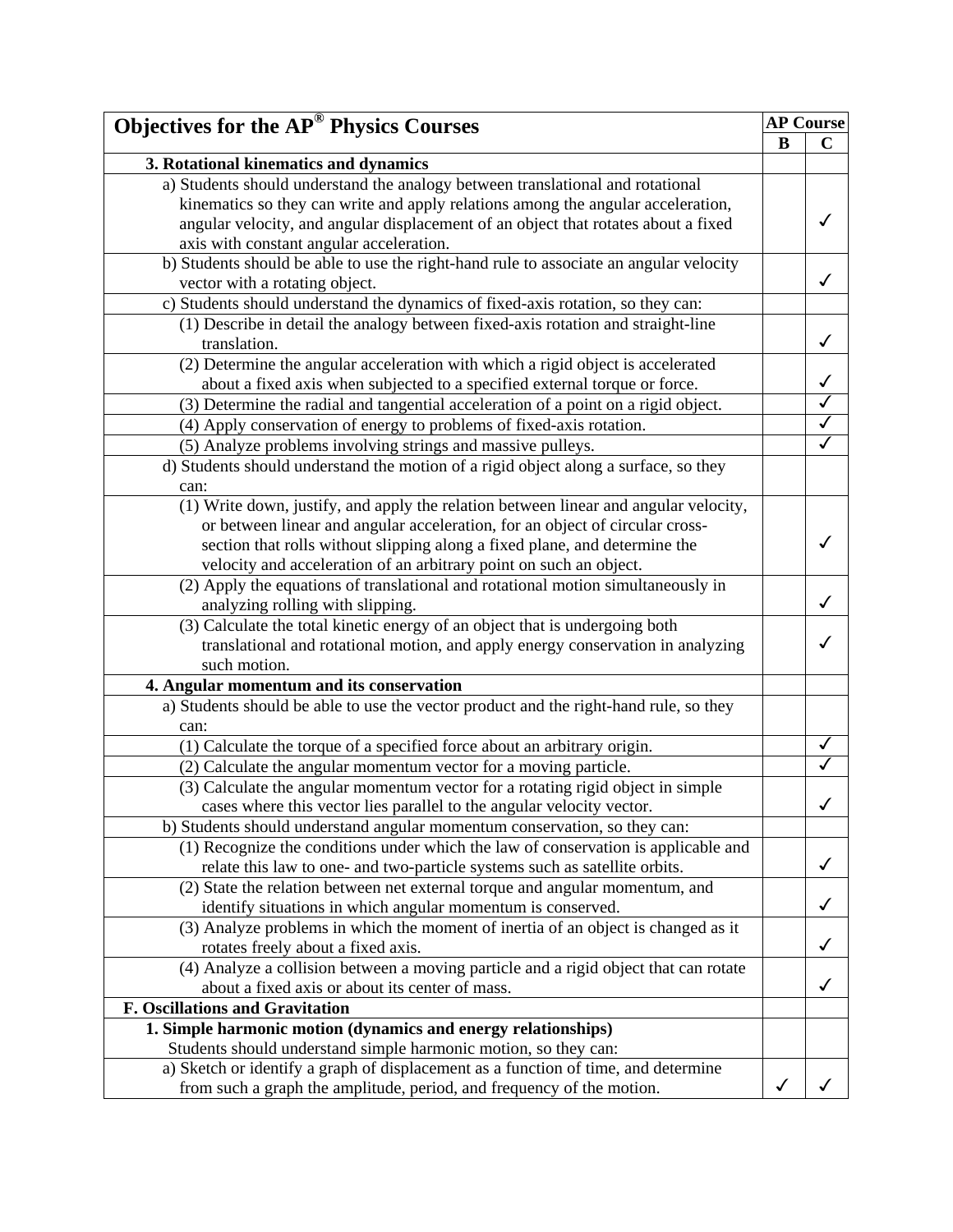| Objectives for the AP® Physics Courses | AP Course | |
|---|---|---|
| | B | C |
| **3. Rotational kinematics and dynamics** | | |
| a) Students should understand the analogy between translational and rotational kinematics so they can write and apply relations among the angular acceleration, angular velocity, and angular displacement of an object that rotates about a fixed axis with constant angular acceleration. | | ✓ |
| b) Students should be able to use the right-hand rule to associate an angular velocity vector with a rotating object. | | ✓ |
| c) Students should understand the dynamics of fixed-axis rotation, so they can: | | |
| (1) Describe in detail the analogy between fixed-axis rotation and straight-line translation. | | ✓ |
| (2) Determine the angular acceleration with which a rigid object is accelerated about a fixed axis when subjected to a specified external torque or force. | | ✓ |
| (3) Determine the radial and tangential acceleration of a point on a rigid object. | | ✓ |
| (4) Apply conservation of energy to problems of fixed-axis rotation. | | ✓ |
| (5) Analyze problems involving strings and massive pulleys. | | ✓ |
| d) Students should understand the motion of a rigid object along a surface, so they can: | | |
| (1) Write down, justify, and apply the relation between linear and angular velocity, or between linear and angular acceleration, for an object of circular cross-section that rolls without slipping along a fixed plane, and determine the velocity and acceleration of an arbitrary point on such an object. | | ✓ |
| (2) Apply the equations of translational and rotational motion simultaneously in analyzing rolling with slipping. | | ✓ |
| (3) Calculate the total kinetic energy of an object that is undergoing both translational and rotational motion, and apply energy conservation in analyzing such motion. | | ✓ |
| **4. Angular momentum and its conservation** | | |
| a) Students should be able to use the vector product and the right-hand rule, so they can: | | |
| (1) Calculate the torque of a specified force about an arbitrary origin. | | ✓ |
| (2) Calculate the angular momentum vector for a moving particle. | | ✓ |
| (3) Calculate the angular momentum vector for a rotating rigid object in simple cases where this vector lies parallel to the angular velocity vector. | | ✓ |
| b) Students should understand angular momentum conservation, so they can: | | |
| (1) Recognize the conditions under which the law of conservation is applicable and relate this law to one- and two-particle systems such as satellite orbits. | | ✓ |
| (2) State the relation between net external torque and angular momentum, and identify situations in which angular momentum is conserved. | | ✓ |
| (3) Analyze problems in which the moment of inertia of an object is changed as it rotates freely about a fixed axis. | | ✓ |
| (4) Analyze a collision between a moving particle and a rigid object that can rotate about a fixed axis or about its center of mass. | | ✓ |
| **F. Oscillations and Gravitation** | | |
| **1. Simple harmonic motion (dynamics and energy relationships)** Students should understand simple harmonic motion, so they can: | | |
| a) Sketch or identify a graph of displacement as a function of time, and determine from such a graph the amplitude, period, and frequency of the motion. | ✓ | ✓ |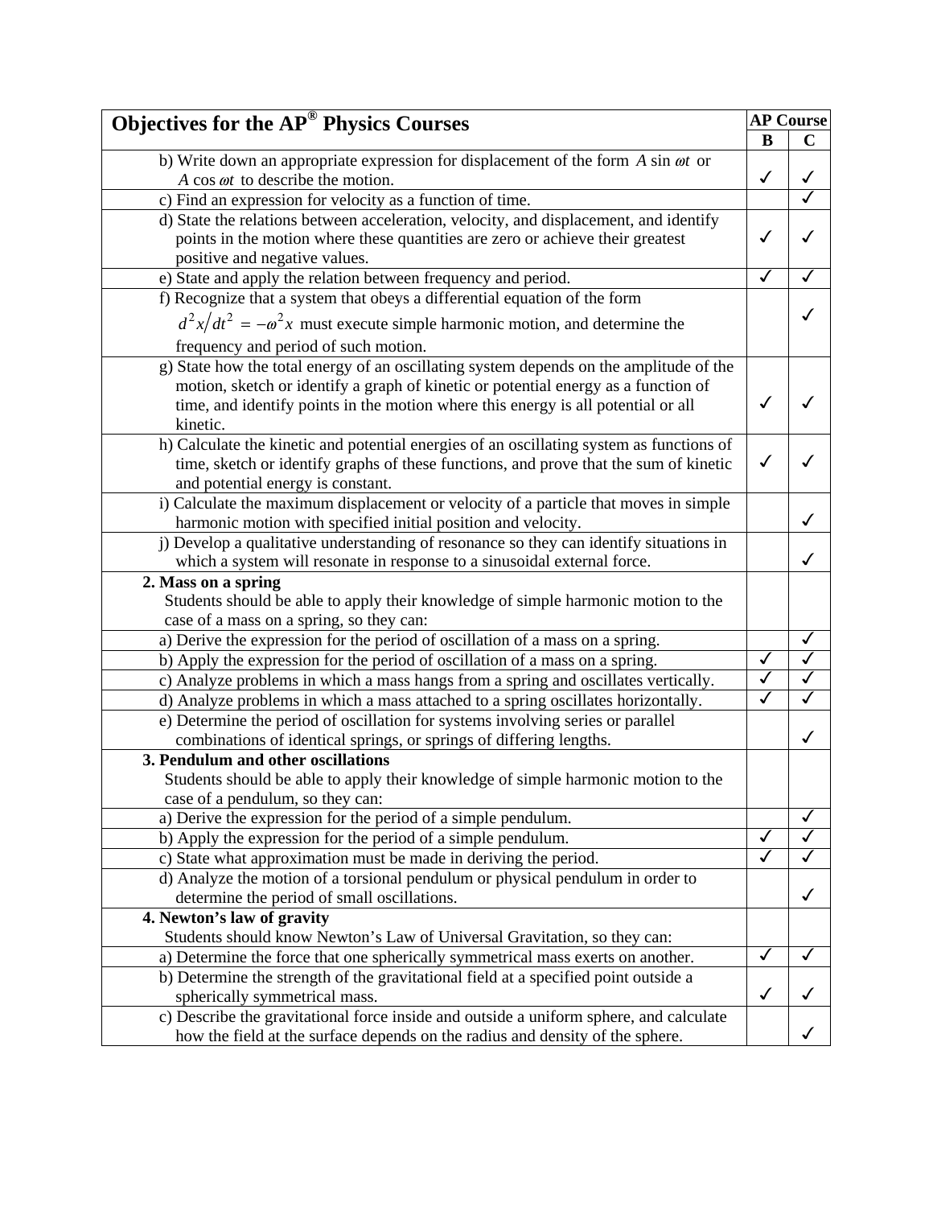| Objectives for the AP® Physics Courses | AP Course | |
|---|---|---|
| | B | C |
| b) Write down an appropriate expression for displacement of the form $A \sin \omega t$ or $A \cos \omega t$ to describe the motion. | ✓ | ✓ |
| c) Find an expression for velocity as a function of time. | | ✓ |
| d) State the relations between acceleration, velocity, and displacement, and identify points in the motion where these quantities are zero or achieve their greatest positive and negative values. | ✓ | ✓ |
| e) State and apply the relation between frequency and period. | ✓ | ✓ |
| f) Recognize that a system that obeys a differential equation of the form $d^2x/dt^2 = -\omega^2 x$ must execute simple harmonic motion, and determine the frequency and period of such motion. | | ✓ |
| g) State how the total energy of an oscillating system depends on the amplitude of the motion, sketch or identify a graph of kinetic or potential energy as a function of time, and identify points in the motion where this energy is all potential or all kinetic. | ✓ | ✓ |
| h) Calculate the kinetic and potential energies of an oscillating system as functions of time, sketch or identify graphs of these functions, and prove that the sum of kinetic and potential energy is constant. | ✓ | ✓ |
| i) Calculate the maximum displacement or velocity of a particle that moves in simple harmonic motion with specified initial position and velocity. | | ✓ |
| j) Develop a qualitative understanding of resonance so they can identify situations in which a system will resonate in response to a sinusoidal external force. | | ✓ |
| **2. Mass on a spring** Students should be able to apply their knowledge of simple harmonic motion to the case of a mass on a spring, so they can: | | |
| a) Derive the expression for the period of oscillation of a mass on a spring. | | ✓ |
| b) Apply the expression for the period of oscillation of a mass on a spring. | ✓ | ✓ |
| c) Analyze problems in which a mass hangs from a spring and oscillates vertically. | ✓ | ✓ |
| d) Analyze problems in which a mass attached to a spring oscillates horizontally. | ✓ | ✓ |
| e) Determine the period of oscillation for systems involving series or parallel combinations of identical springs, or springs of differing lengths. | | ✓ |
| **3. Pendulum and other oscillations** Students should be able to apply their knowledge of simple harmonic motion to the case of a pendulum, so they can: | | |
| a) Derive the expression for the period of a simple pendulum. | | ✓ |
| b) Apply the expression for the period of a simple pendulum. | ✓ | ✓ |
| c) State what approximation must be made in deriving the period. | ✓ | ✓ |
| d) Analyze the motion of a torsional pendulum or physical pendulum in order to determine the period of small oscillations. | | ✓ |
| **4. Newton's law of gravity** Students should know Newton's Law of Universal Gravitation, so they can: | | |
| a) Determine the force that one spherically symmetrical mass exerts on another. | ✓ | ✓ |
| b) Determine the strength of the gravitational field at a specified point outside a spherically symmetrical mass. | ✓ | ✓ |
| c) Describe the gravitational force inside and outside a uniform sphere, and calculate how the field at the surface depends on the radius and density of the sphere. | | ✓ |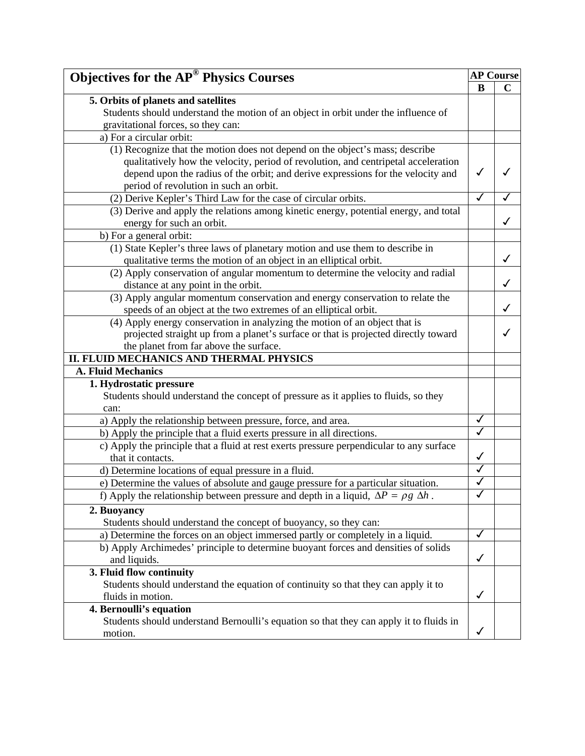| Objectives for the AP® Physics Courses | AP Course | |
|---|---|---|
| | B | C |
| **5. Orbits of planets and satellites** Students should understand the motion of an object in orbit under the influence of gravitational forces, so they can: | | |
| a) For a circular orbit: | | |
| (1) Recognize that the motion does not depend on the object's mass; describe qualitatively how the velocity, period of revolution, and centripetal acceleration depend upon the radius of the orbit; and derive expressions for the velocity and period of revolution in such an orbit. | ✓ | ✓ |
| (2) Derive Kepler's Third Law for the case of circular orbits. | ✓ | ✓ |
| (3) Derive and apply the relations among kinetic energy, potential energy, and total energy for such an orbit. | | ✓ |
| b) For a general orbit: | | |
| (1) State Kepler's three laws of planetary motion and use them to describe in qualitative terms the motion of an object in an elliptical orbit. | | ✓ |
| (2) Apply conservation of angular momentum to determine the velocity and radial distance at any point in the orbit. | | ✓ |
| (3) Apply angular momentum conservation and energy conservation to relate the speeds of an object at the two extremes of an elliptical orbit. | | ✓ |
| (4) Apply energy conservation in analyzing the motion of an object that is projected straight up from a planet's surface or that is projected directly toward the planet from far above the surface. | | ✓ |
| **II. FLUID MECHANICS AND THERMAL PHYSICS** | | |
| **A. Fluid Mechanics** | | |
| **1. Hydrostatic pressure** Students should understand the concept of pressure as it applies to fluids, so they can: | | |
| a) Apply the relationship between pressure, force, and area. | ✓ | |
| b) Apply the principle that a fluid exerts pressure in all directions. | ✓ | |
| c) Apply the principle that a fluid at rest exerts pressure perpendicular to any surface that it contacts. | ✓ | |
| d) Determine locations of equal pressure in a fluid. | ✓ | |
| e) Determine the values of absolute and gauge pressure for a particular situation. | ✓ | |
| f) Apply the relationship between pressure and depth in a liquid, $\Delta P = \rho g \, \Delta h$ . | ✓ | |
| **2. Buoyancy** Students should understand the concept of buoyancy, so they can: | | |
| a) Determine the forces on an object immersed partly or completely in a liquid. | ✓ | |
| b) Apply Archimedes' principle to determine buoyant forces and densities of solids and liquids. | ✓ | |
| **3. Fluid flow continuity** Students should understand the equation of continuity so that they can apply it to fluids in motion. | ✓ | |
| **4. Bernoulli's equation** Students should understand Bernoulli's equation so that they can apply it to fluids in motion. | ✓ | |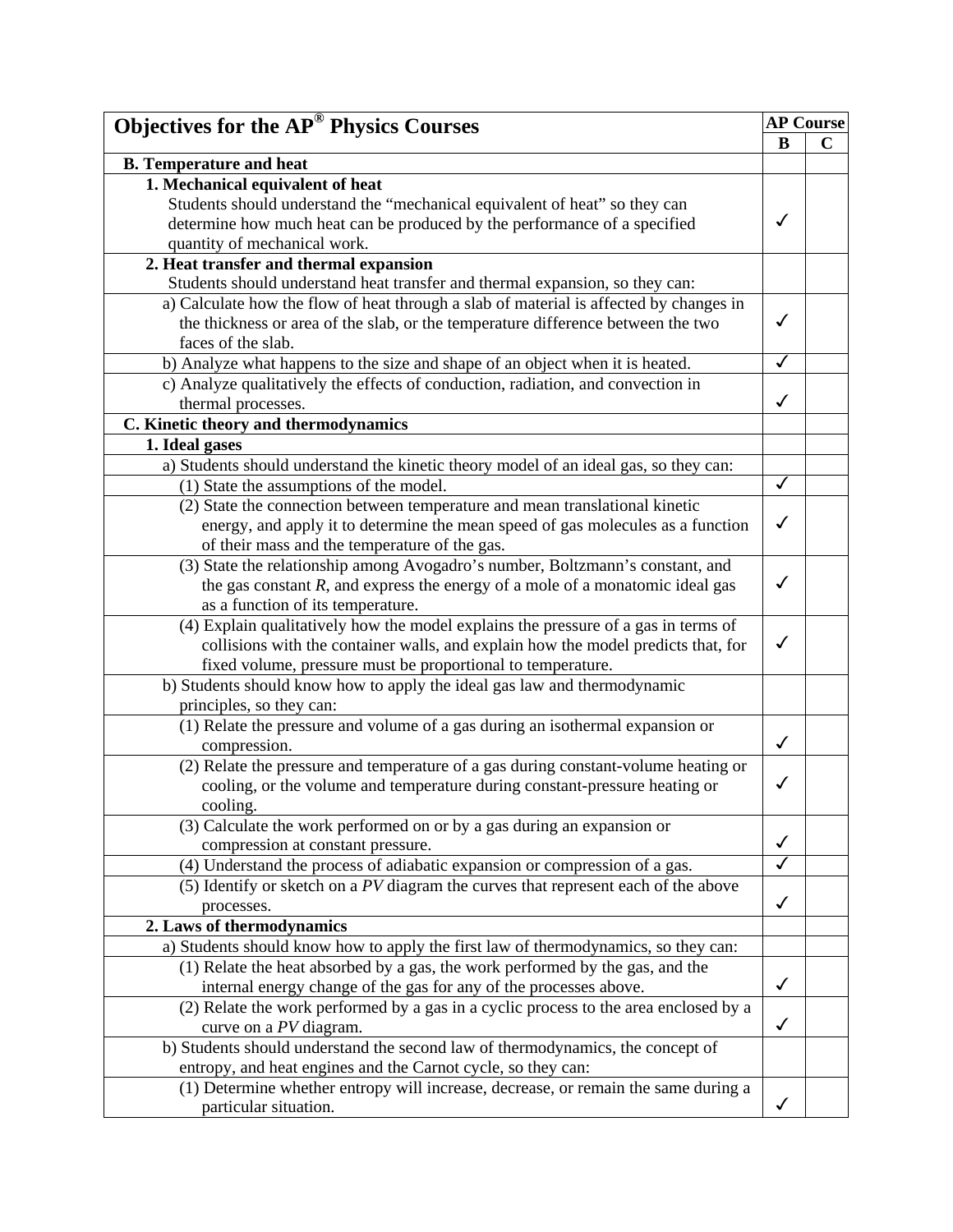| Objectives for the AP® Physics Courses | AP Course | |
|---|---|---|
| | B | C |
| **B. Temperature and heat** | | |
| **1. Mechanical equivalent of heat** Students should understand the “mechanical equivalent of heat” so they can determine how much heat can be produced by the performance of a specified quantity of mechanical work. | ✓ | |
| **2. Heat transfer and thermal expansion** Students should understand heat transfer and thermal expansion, so they can: | | |
| a) Calculate how the flow of heat through a slab of material is affected by changes in the thickness or area of the slab, or the temperature difference between the two faces of the slab. | ✓ | |
| b) Analyze what happens to the size and shape of an object when it is heated. | ✓ | |
| c) Analyze qualitatively the effects of conduction, radiation, and convection in thermal processes. | ✓ | |
| **C. Kinetic theory and thermodynamics** | | |
| **1. Ideal gases** | | |
| a) Students should understand the kinetic theory model of an ideal gas, so they can: | | |
| (1) State the assumptions of the model. | ✓ | |
| (2) State the connection between temperature and mean translational kinetic energy, and apply it to determine the mean speed of gas molecules as a function of their mass and the temperature of the gas. | ✓ | |
| (3) State the relationship among Avogadro’s number, Boltzmann’s constant, and the gas constant *R*, and express the energy of a mole of a monatomic ideal gas as a function of its temperature. | ✓ | |
| (4) Explain qualitatively how the model explains the pressure of a gas in terms of collisions with the container walls, and explain how the model predicts that, for fixed volume, pressure must be proportional to temperature. | ✓ | |
| b) Students should know how to apply the ideal gas law and thermodynamic principles, so they can: | | |
| (1) Relate the pressure and volume of a gas during an isothermal expansion or compression. | ✓ | |
| (2) Relate the pressure and temperature of a gas during constant-volume heating or cooling, or the volume and temperature during constant-pressure heating or cooling. | ✓ | |
| (3) Calculate the work performed on or by a gas during an expansion or compression at constant pressure. | ✓ | |
| (4) Understand the process of adiabatic expansion or compression of a gas. | ✓ | |
| (5) Identify or sketch on a *PV* diagram the curves that represent each of the above processes. | ✓ | |
| **2. Laws of thermodynamics** | | |
| a) Students should know how to apply the first law of thermodynamics, so they can: | | |
| (1) Relate the heat absorbed by a gas, the work performed by the gas, and the internal energy change of the gas for any of the processes above. | ✓ | |
| (2) Relate the work performed by a gas in a cyclic process to the area enclosed by a curve on a *PV* diagram. | ✓ | |
| b) Students should understand the second law of thermodynamics, the concept of entropy, and heat engines and the Carnot cycle, so they can: | | |
| (1) Determine whether entropy will increase, decrease, or remain the same during a particular situation. | ✓ | |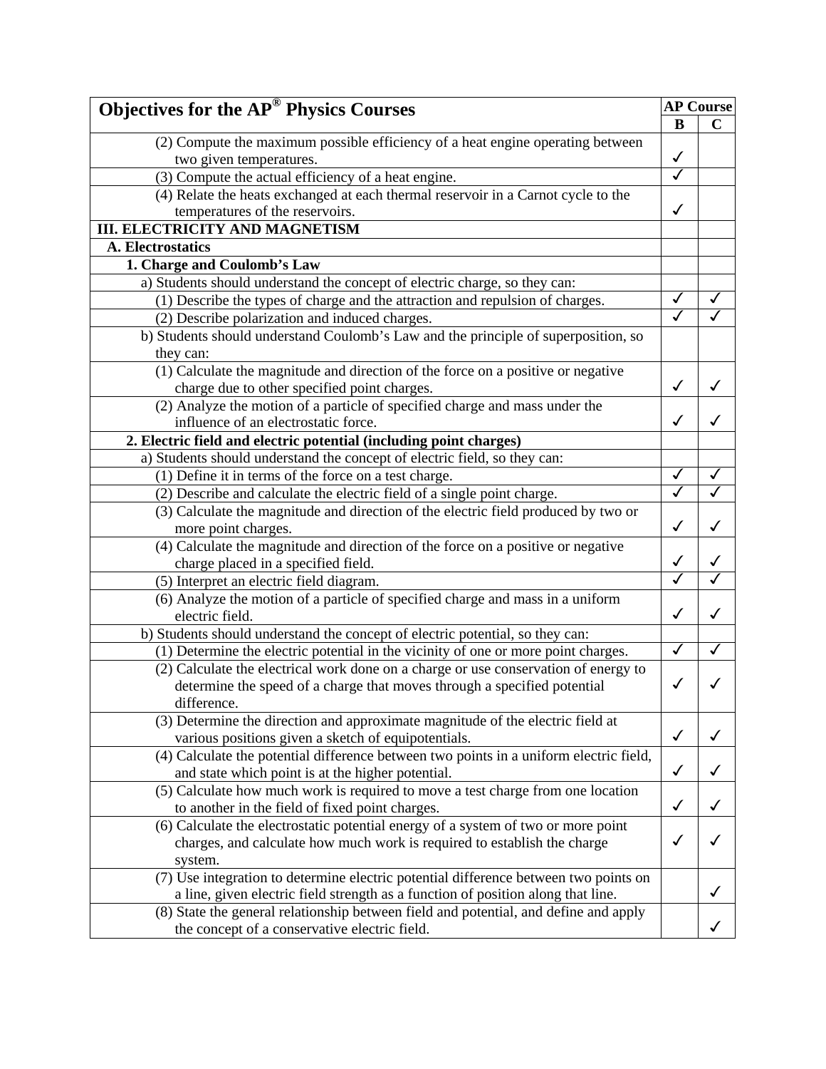| Objectives for the AP® Physics Courses | AP Course | |
|---|---|---|
| | B | C |
| (2) Compute the maximum possible efficiency of a heat engine operating between two given temperatures. | ✓ | |
| (3) Compute the actual efficiency of a heat engine. | ✓ | |
| (4) Relate the heats exchanged at each thermal reservoir in a Carnot cycle to the temperatures of the reservoirs. | ✓ | |
| **III. ELECTRICITY AND MAGNETISM** | | |
| **A. Electrostatics** | | |
| **1. Charge and Coulomb's Law** | | |
| a) Students should understand the concept of electric charge, so they can: | | |
| (1) Describe the types of charge and the attraction and repulsion of charges. | ✓ | ✓ |
| (2) Describe polarization and induced charges. | ✓ | ✓ |
| b) Students should understand Coulomb's Law and the principle of superposition, so they can: | | |
| (1) Calculate the magnitude and direction of the force on a positive or negative charge due to other specified point charges. | ✓ | ✓ |
| (2) Analyze the motion of a particle of specified charge and mass under the influence of an electrostatic force. | ✓ | ✓ |
| **2. Electric field and electric potential (including point charges)** | | |
| a) Students should understand the concept of electric field, so they can: | | |
| (1) Define it in terms of the force on a test charge. | ✓ | ✓ |
| (2) Describe and calculate the electric field of a single point charge. | ✓ | ✓ |
| (3) Calculate the magnitude and direction of the electric field produced by two or more point charges. | ✓ | ✓ |
| (4) Calculate the magnitude and direction of the force on a positive or negative charge placed in a specified field. | ✓ | ✓ |
| (5) Interpret an electric field diagram. | ✓ | ✓ |
| (6) Analyze the motion of a particle of specified charge and mass in a uniform electric field. | ✓ | ✓ |
| b) Students should understand the concept of electric potential, so they can: | | |
| (1) Determine the electric potential in the vicinity of one or more point charges. | ✓ | ✓ |
| (2) Calculate the electrical work done on a charge or use conservation of energy to determine the speed of a charge that moves through a specified potential difference. | ✓ | ✓ |
| (3) Determine the direction and approximate magnitude of the electric field at various positions given a sketch of equipotentials. | ✓ | ✓ |
| (4) Calculate the potential difference between two points in a uniform electric field, and state which point is at the higher potential. | ✓ | ✓ |
| (5) Calculate how much work is required to move a test charge from one location to another in the field of fixed point charges. | ✓ | ✓ |
| (6) Calculate the electrostatic potential energy of a system of two or more point charges, and calculate how much work is required to establish the charge system. | ✓ | ✓ |
| (7) Use integration to determine electric potential difference between two points on a line, given electric field strength as a function of position along that line. | | ✓ |
| (8) State the general relationship between field and potential, and define and apply the concept of a conservative electric field. | | ✓ |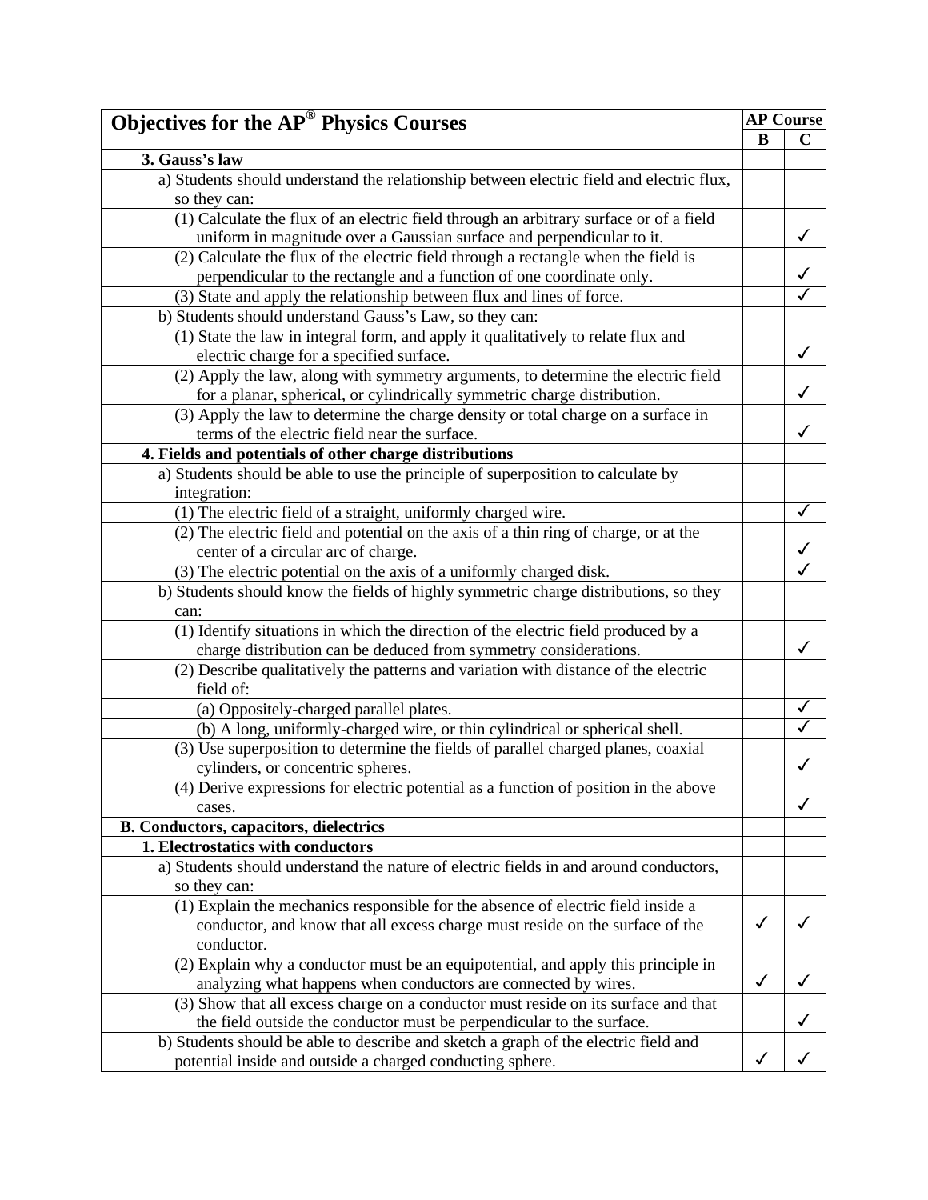| Objectives for the AP® Physics Courses | AP Course | |
|---|---|---|
| | B | C |
| **3. Gauss's law** | | |
| a) Students should understand the relationship between electric field and electric flux, so they can: | | |
| (1) Calculate the flux of an electric field through an arbitrary surface or of a field uniform in magnitude over a Gaussian surface and perpendicular to it. | | ✓ |
| (2) Calculate the flux of the electric field through a rectangle when the field is perpendicular to the rectangle and a function of one coordinate only. | | ✓ |
| (3) State and apply the relationship between flux and lines of force. | | ✓ |
| b) Students should understand Gauss's Law, so they can: | | |
| (1) State the law in integral form, and apply it qualitatively to relate flux and electric charge for a specified surface. | | ✓ |
| (2) Apply the law, along with symmetry arguments, to determine the electric field for a planar, spherical, or cylindrically symmetric charge distribution. | | ✓ |
| (3) Apply the law to determine the charge density or total charge on a surface in terms of the electric field near the surface. | | ✓ |
| **4. Fields and potentials of other charge distributions** | | |
| a) Students should be able to use the principle of superposition to calculate by integration: | | |
| (1) The electric field of a straight, uniformly charged wire. | | ✓ |
| (2) The electric field and potential on the axis of a thin ring of charge, or at the center of a circular arc of charge. | | ✓ |
| (3) The electric potential on the axis of a uniformly charged disk. | | ✓ |
| b) Students should know the fields of highly symmetric charge distributions, so they can: | | |
| (1) Identify situations in which the direction of the electric field produced by a charge distribution can be deduced from symmetry considerations. | | ✓ |
| (2) Describe qualitatively the patterns and variation with distance of the electric field of: | | |
| (a) Oppositely-charged parallel plates. | | ✓ |
| (b) A long, uniformly-charged wire, or thin cylindrical or spherical shell. | | ✓ |
| (3) Use superposition to determine the fields of parallel charged planes, coaxial cylinders, or concentric spheres. | | ✓ |
| (4) Derive expressions for electric potential as a function of position in the above cases. | | ✓ |
| **B. Conductors, capacitors, dielectrics** | | |
| **1. Electrostatics with conductors** | | |
| a) Students should understand the nature of electric fields in and around conductors, so they can: | | |
| (1) Explain the mechanics responsible for the absence of electric field inside a conductor, and know that all excess charge must reside on the surface of the conductor. | ✓ | ✓ |
| (2) Explain why a conductor must be an equipotential, and apply this principle in analyzing what happens when conductors are connected by wires. | ✓ | ✓ |
| (3) Show that all excess charge on a conductor must reside on its surface and that the field outside the conductor must be perpendicular to the surface. | | ✓ |
| b) Students should be able to describe and sketch a graph of the electric field and potential inside and outside a charged conducting sphere. | ✓ | ✓ |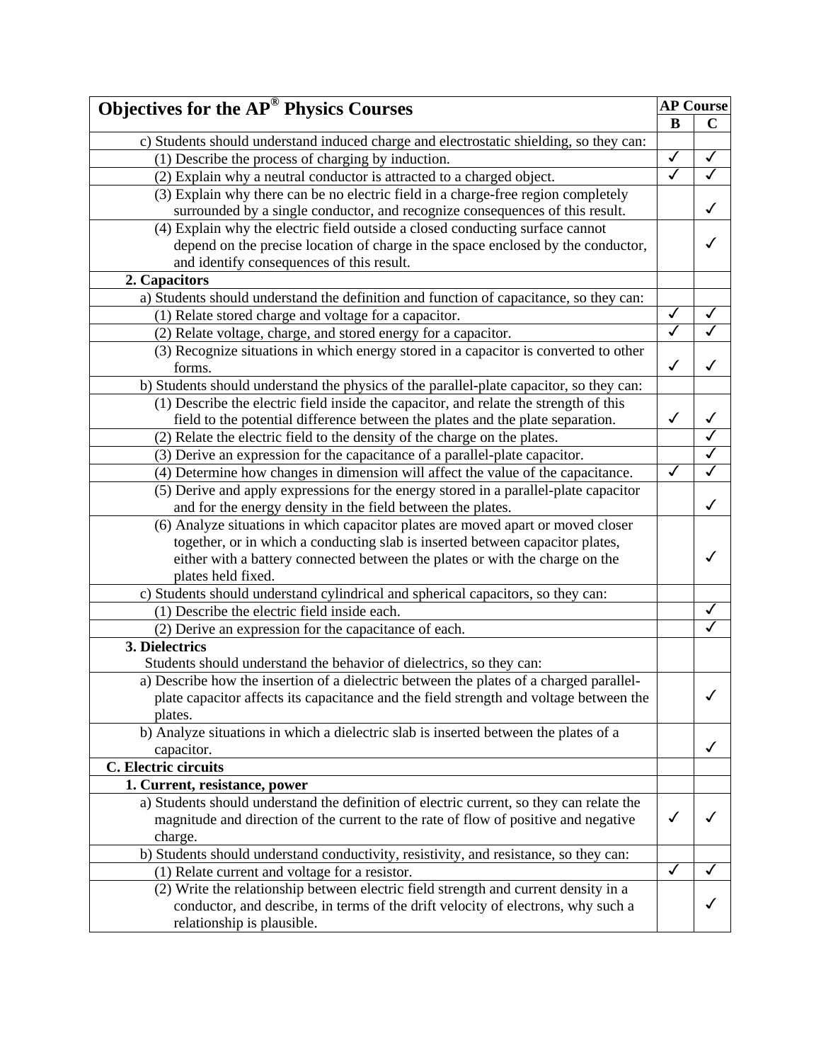| Objectives for the AP® Physics Courses | AP Course | |
|---|---|---|
| | B | C |
| c) Students should understand induced charge and electrostatic shielding, so they can: | | |
| (1) Describe the process of charging by induction. | ✓ | ✓ |
| (2) Explain why a neutral conductor is attracted to a charged object. | ✓ | ✓ |
| (3) Explain why there can be no electric field in a charge-free region completely surrounded by a single conductor, and recognize consequences of this result. | | ✓ |
| (4) Explain why the electric field outside a closed conducting surface cannot depend on the precise location of charge in the space enclosed by the conductor, and identify consequences of this result. | | ✓ |
| **2. Capacitors** | | |
| a) Students should understand the definition and function of capacitance, so they can: | | |
| (1) Relate stored charge and voltage for a capacitor. | ✓ | ✓ |
| (2) Relate voltage, charge, and stored energy for a capacitor. | ✓ | ✓ |
| (3) Recognize situations in which energy stored in a capacitor is converted to other forms. | ✓ | ✓ |
| b) Students should understand the physics of the parallel-plate capacitor, so they can: | | |
| (1) Describe the electric field inside the capacitor, and relate the strength of this field to the potential difference between the plates and the plate separation. | ✓ | ✓ |
| (2) Relate the electric field to the density of the charge on the plates. | | ✓ |
| (3) Derive an expression for the capacitance of a parallel-plate capacitor. | | ✓ |
| (4) Determine how changes in dimension will affect the value of the capacitance. | ✓ | ✓ |
| (5) Derive and apply expressions for the energy stored in a parallel-plate capacitor and for the energy density in the field between the plates. | | ✓ |
| (6) Analyze situations in which capacitor plates are moved apart or moved closer together, or in which a conducting slab is inserted between capacitor plates, either with a battery connected between the plates or with the charge on the plates held fixed. | | ✓ |
| c) Students should understand cylindrical and spherical capacitors, so they can: | | |
| (1) Describe the electric field inside each. | | ✓ |
| (2) Derive an expression for the capacitance of each. | | ✓ |
| **3. Dielectrics** Students should understand the behavior of dielectrics, so they can: | | |
| a) Describe how the insertion of a dielectric between the plates of a charged parallel-plate capacitor affects its capacitance and the field strength and voltage between the plates. | | ✓ |
| b) Analyze situations in which a dielectric slab is inserted between the plates of a capacitor. | | ✓ |
| **C. Electric circuits** | | |
| **1. Current, resistance, power** | | |
| a) Students should understand the definition of electric current, so they can relate the magnitude and direction of the current to the rate of flow of positive and negative charge. | ✓ | ✓ |
| b) Students should understand conductivity, resistivity, and resistance, so they can: | | |
| (1) Relate current and voltage for a resistor. | ✓ | ✓ |
| (2) Write the relationship between electric field strength and current density in a conductor, and describe, in terms of the drift velocity of electrons, why such a relationship is plausible. | | ✓ |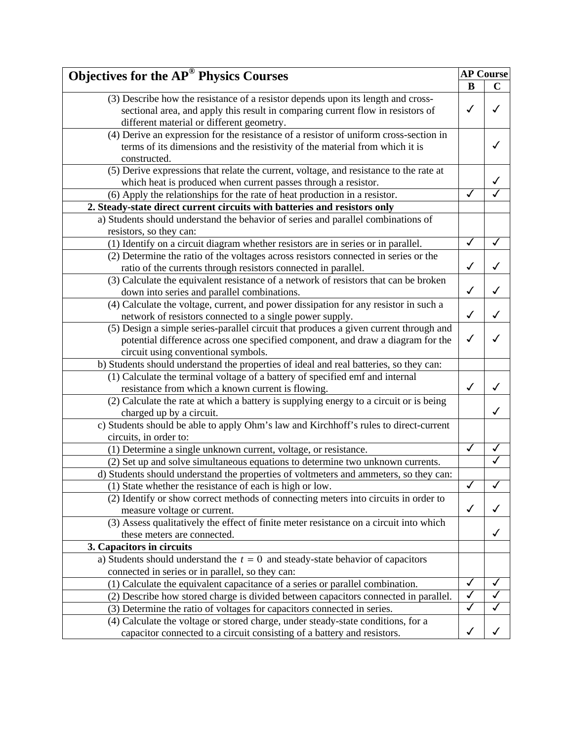| Objectives for the AP® Physics Courses | AP Course | |
|---|---|---|
| | B | C |
| (3) Describe how the resistance of a resistor depends upon its length and cross-sectional area, and apply this result in comparing current flow in resistors of different material or different geometry. | ✓ | ✓ |
| (4) Derive an expression for the resistance of a resistor of uniform cross-section in terms of its dimensions and the resistivity of the material from which it is constructed. | | ✓ |
| (5) Derive expressions that relate the current, voltage, and resistance to the rate at which heat is produced when current passes through a resistor. | | ✓ |
| (6) Apply the relationships for the rate of heat production in a resistor. | ✓ | ✓ |
| **2. Steady-state direct current circuits with batteries and resistors only** | | |
| a) Students should understand the behavior of series and parallel combinations of resistors, so they can: | | |
| (1) Identify on a circuit diagram whether resistors are in series or in parallel. | ✓ | ✓ |
| (2) Determine the ratio of the voltages across resistors connected in series or the ratio of the currents through resistors connected in parallel. | ✓ | ✓ |
| (3) Calculate the equivalent resistance of a network of resistors that can be broken down into series and parallel combinations. | ✓ | ✓ |
| (4) Calculate the voltage, current, and power dissipation for any resistor in such a network of resistors connected to a single power supply. | ✓ | ✓ |
| (5) Design a simple series-parallel circuit that produces a given current through and potential difference across one specified component, and draw a diagram for the circuit using conventional symbols. | ✓ | ✓ |
| b) Students should understand the properties of ideal and real batteries, so they can: | | |
| (1) Calculate the terminal voltage of a battery of specified emf and internal resistance from which a known current is flowing. | ✓ | ✓ |
| (2) Calculate the rate at which a battery is supplying energy to a circuit or is being charged up by a circuit. | | ✓ |
| c) Students should be able to apply Ohm's law and Kirchhoff's rules to direct-current circuits, in order to: | | |
| (1) Determine a single unknown current, voltage, or resistance. | ✓ | ✓ |
| (2) Set up and solve simultaneous equations to determine two unknown currents. | | ✓ |
| d) Students should understand the properties of voltmeters and ammeters, so they can: | | |
| (1) State whether the resistance of each is high or low. | ✓ | ✓ |
| (2) Identify or show correct methods of connecting meters into circuits in order to measure voltage or current. | ✓ | ✓ |
| (3) Assess qualitatively the effect of finite meter resistance on a circuit into which these meters are connected. | | ✓ |
| **3. Capacitors in circuits** | | |
| a) Students should understand the $t = 0$ and steady-state behavior of capacitors connected in series or in parallel, so they can: | | |
| (1) Calculate the equivalent capacitance of a series or parallel combination. | ✓ | ✓ |
| (2) Describe how stored charge is divided between capacitors connected in parallel. | ✓ | ✓ |
| (3) Determine the ratio of voltages for capacitors connected in series. | ✓ | ✓ |
| (4) Calculate the voltage or stored charge, under steady-state conditions, for a capacitor connected to a circuit consisting of a battery and resistors. | ✓ | ✓ |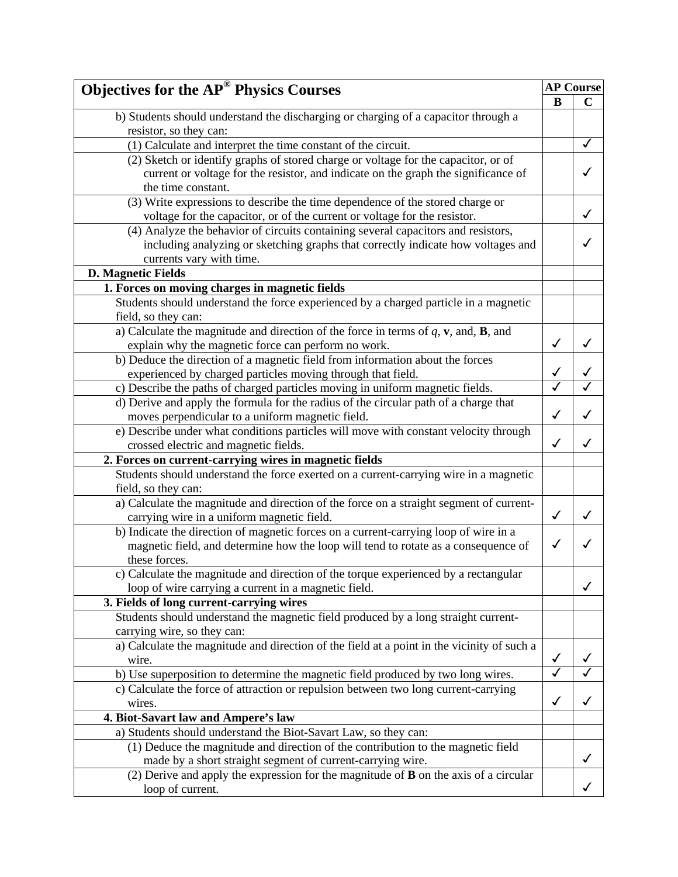| Objectives for the AP® Physics Courses | AP Course | |
|---|---|---|
| | B | C |
| b) Students should understand the discharging or charging of a capacitor through a resistor, so they can: | | |
| (1) Calculate and interpret the time constant of the circuit. | | ✓ |
| (2) Sketch or identify graphs of stored charge or voltage for the capacitor, or of current or voltage for the resistor, and indicate on the graph the significance of the time constant. | | ✓ |
| (3) Write expressions to describe the time dependence of the stored charge or voltage for the capacitor, or of the current or voltage for the resistor. | | ✓ |
| (4) Analyze the behavior of circuits containing several capacitors and resistors, including analyzing or sketching graphs that correctly indicate how voltages and currents vary with time. | | ✓ |
| **D. Magnetic Fields** | | |
| **1. Forces on moving charges in magnetic fields** | | |
| Students should understand the force experienced by a charged particle in a magnetic field, so they can: | | |
| a) Calculate the magnitude and direction of the force in terms of $q$, **v**, and, **B**, and explain why the magnetic force can perform no work. | ✓ | ✓ |
| b) Deduce the direction of a magnetic field from information about the forces experienced by charged particles moving through that field. | ✓ | ✓ |
| c) Describe the paths of charged particles moving in uniform magnetic fields. | ✓ | ✓ |
| d) Derive and apply the formula for the radius of the circular path of a charge that moves perpendicular to a uniform magnetic field. | ✓ | ✓ |
| e) Describe under what conditions particles will move with constant velocity through crossed electric and magnetic fields. | ✓ | ✓ |
| **2. Forces on current-carrying wires in magnetic fields** | | |
| Students should understand the force exerted on a current-carrying wire in a magnetic field, so they can: | | |
| a) Calculate the magnitude and direction of the force on a straight segment of current-carrying wire in a uniform magnetic field. | ✓ | ✓ |
| b) Indicate the direction of magnetic forces on a current-carrying loop of wire in a magnetic field, and determine how the loop will tend to rotate as a consequence of these forces. | ✓ | ✓ |
| c) Calculate the magnitude and direction of the torque experienced by a rectangular loop of wire carrying a current in a magnetic field. | | ✓ |
| **3. Fields of long current-carrying wires** | | |
| Students should understand the magnetic field produced by a long straight current-carrying wire, so they can: | | |
| a) Calculate the magnitude and direction of the field at a point in the vicinity of such a wire. | ✓ | ✓ |
| b) Use superposition to determine the magnetic field produced by two long wires. | ✓ | ✓ |
| c) Calculate the force of attraction or repulsion between two long current-carrying wires. | ✓ | ✓ |
| **4. Biot-Savart law and Ampere's law** | | |
| a) Students should understand the Biot-Savart Law, so they can: | | |
| (1) Deduce the magnitude and direction of the contribution to the magnetic field made by a short straight segment of current-carrying wire. | | ✓ |
| (2) Derive and apply the expression for the magnitude of **B** on the axis of a circular loop of current. | | ✓ |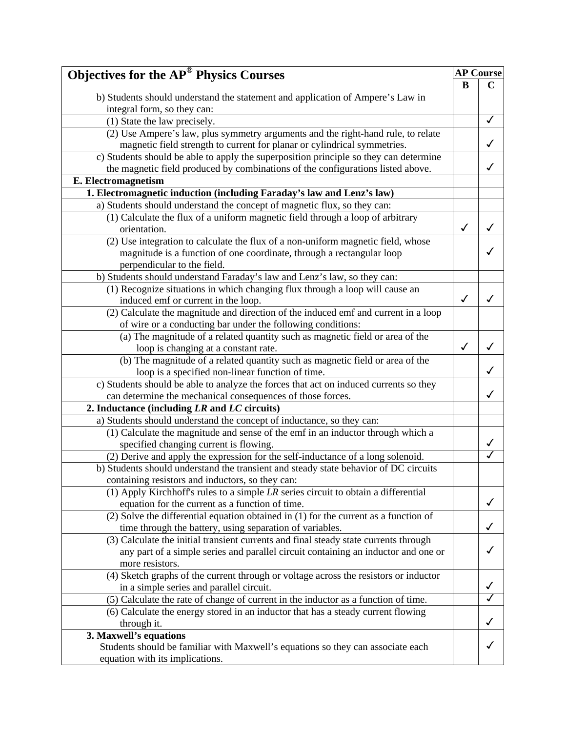| Objectives for the AP® Physics Courses | AP Course | |
|---|---|---|
| | **B** | **C** |
| b) Students should understand the statement and application of Ampere's Law in integral form, so they can: | | |
| (1) State the law precisely. | | ✓ |
| (2) Use Ampere's law, plus symmetry arguments and the right-hand rule, to relate magnetic field strength to current for planar or cylindrical symmetries. | | ✓ |
| c) Students should be able to apply the superposition principle so they can determine the magnetic field produced by combinations of the configurations listed above. | | ✓ |
| **E. Electromagnetism** | | |
| **1. Electromagnetic induction (including Faraday's law and Lenz's law)** | | |
| a) Students should understand the concept of magnetic flux, so they can: | | |
| (1) Calculate the flux of a uniform magnetic field through a loop of arbitrary orientation. | ✓ | ✓ |
| (2) Use integration to calculate the flux of a non-uniform magnetic field, whose magnitude is a function of one coordinate, through a rectangular loop perpendicular to the field. | | ✓ |
| b) Students should understand Faraday's law and Lenz's law, so they can: | | |
| (1) Recognize situations in which changing flux through a loop will cause an induced emf or current in the loop. | ✓ | ✓ |
| (2) Calculate the magnitude and direction of the induced emf and current in a loop of wire or a conducting bar under the following conditions: | | |
| (a) The magnitude of a related quantity such as magnetic field or area of the loop is changing at a constant rate. | ✓ | ✓ |
| (b) The magnitude of a related quantity such as magnetic field or area of the loop is a specified non-linear function of time. | | ✓ |
| c) Students should be able to analyze the forces that act on induced currents so they can determine the mechanical consequences of those forces. | | ✓ |
| **2. Inductance (including *LR* and *LC* circuits)** | | |
| a) Students should understand the concept of inductance, so they can: | | |
| (1) Calculate the magnitude and sense of the emf in an inductor through which a specified changing current is flowing. | | ✓ |
| (2) Derive and apply the expression for the self-inductance of a long solenoid. | | ✓ |
| b) Students should understand the transient and steady state behavior of DC circuits containing resistors and inductors, so they can: | | |
| (1) Apply Kirchhoff's rules to a simple *LR* series circuit to obtain a differential equation for the current as a function of time. | | ✓ |
| (2) Solve the differential equation obtained in (1) for the current as a function of time through the battery, using separation of variables. | | ✓ |
| (3) Calculate the initial transient currents and final steady state currents through any part of a simple series and parallel circuit containing an inductor and one or more resistors. | | ✓ |
| (4) Sketch graphs of the current through or voltage across the resistors or inductor in a simple series and parallel circuit. | | ✓ |
| (5) Calculate the rate of change of current in the inductor as a function of time. | | ✓ |
| (6) Calculate the energy stored in an inductor that has a steady current flowing through it. | | ✓ |
| **3. Maxwell's equations** Students should be familiar with Maxwell's equations so they can associate each equation with its implications. | | ✓ |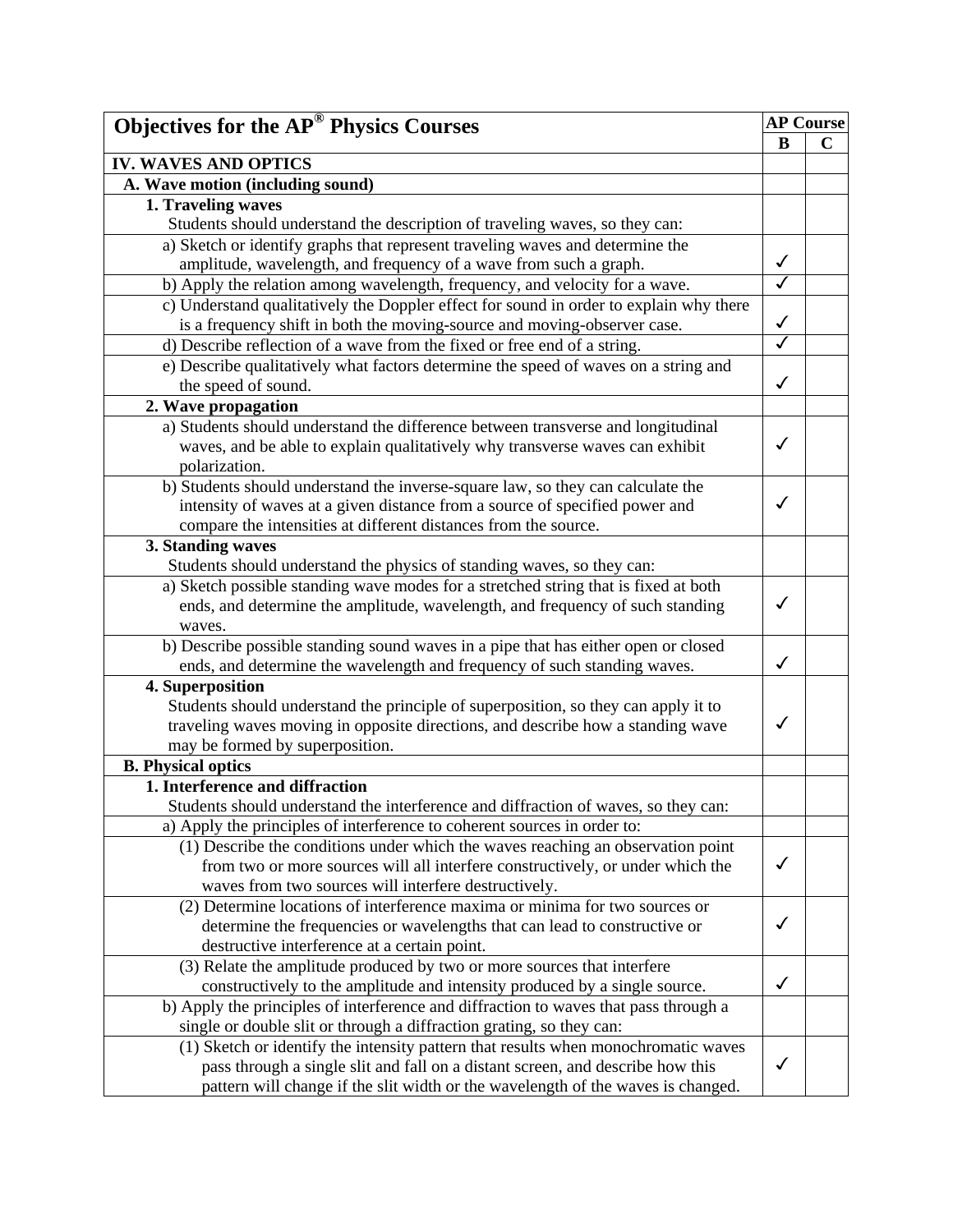| Objectives for the AP® Physics Courses | AP Course | |
|---|---|---|
| | **B** | **C** |
| **IV. WAVES AND OPTICS** | | |
| **A. Wave motion (including sound)** | | |
| **1. Traveling waves** Students should understand the description of traveling waves, so they can: | | |
| a) Sketch or identify graphs that represent traveling waves and determine the amplitude, wavelength, and frequency of a wave from such a graph. | ✓ | |
| b) Apply the relation among wavelength, frequency, and velocity for a wave. | ✓ | |
| c) Understand qualitatively the Doppler effect for sound in order to explain why there is a frequency shift in both the moving-source and moving-observer case. | ✓ | |
| d) Describe reflection of a wave from the fixed or free end of a string. | ✓ | |
| e) Describe qualitatively what factors determine the speed of waves on a string and the speed of sound. | ✓ | |
| **2. Wave propagation** | | |
| a) Students should understand the difference between transverse and longitudinal waves, and be able to explain qualitatively why transverse waves can exhibit polarization. | ✓ | |
| b) Students should understand the inverse-square law, so they can calculate the intensity of waves at a given distance from a source of specified power and compare the intensities at different distances from the source. | ✓ | |
| **3. Standing waves** Students should understand the physics of standing waves, so they can: | | |
| a) Sketch possible standing wave modes for a stretched string that is fixed at both ends, and determine the amplitude, wavelength, and frequency of such standing waves. | ✓ | |
| b) Describe possible standing sound waves in a pipe that has either open or closed ends, and determine the wavelength and frequency of such standing waves. | ✓ | |
| **4. Superposition** Students should understand the principle of superposition, so they can apply it to traveling waves moving in opposite directions, and describe how a standing wave may be formed by superposition. | ✓ | |
| **B. Physical optics** | | |
| **1. Interference and diffraction** Students should understand the interference and diffraction of waves, so they can: | | |
| a) Apply the principles of interference to coherent sources in order to: | | |
| (1) Describe the conditions under which the waves reaching an observation point from two or more sources will all interfere constructively, or under which the waves from two sources will interfere destructively. | ✓ | |
| (2) Determine locations of interference maxima or minima for two sources or determine the frequencies or wavelengths that can lead to constructive or destructive interference at a certain point. | ✓ | |
| (3) Relate the amplitude produced by two or more sources that interfere constructively to the amplitude and intensity produced by a single source. | ✓ | |
| b) Apply the principles of interference and diffraction to waves that pass through a single or double slit or through a diffraction grating, so they can: | | |
| (1) Sketch or identify the intensity pattern that results when monochromatic waves pass through a single slit and fall on a distant screen, and describe how this pattern will change if the slit width or the wavelength of the waves is changed. | ✓ | |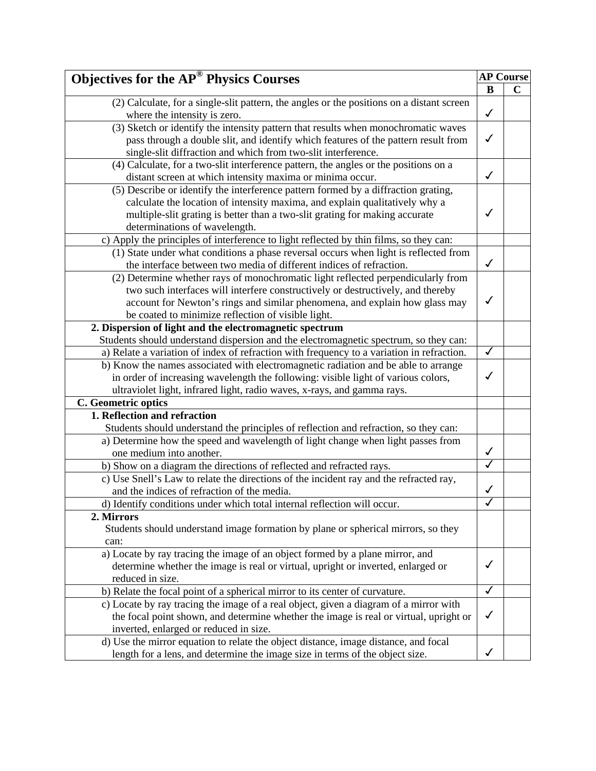| Objectives for the AP® Physics Courses | AP Course | |
|---|---|---|
| | B | C |
| (2) Calculate, for a single-slit pattern, the angles or the positions on a distant screen where the intensity is zero. | ✓ | |
| (3) Sketch or identify the intensity pattern that results when monochromatic waves pass through a double slit, and identify which features of the pattern result from single-slit diffraction and which from two-slit interference. | ✓ | |
| (4) Calculate, for a two-slit interference pattern, the angles or the positions on a distant screen at which intensity maxima or minima occur. | ✓ | |
| (5) Describe or identify the interference pattern formed by a diffraction grating, calculate the location of intensity maxima, and explain qualitatively why a multiple-slit grating is better than a two-slit grating for making accurate determinations of wavelength. | ✓ | |
| c) Apply the principles of interference to light reflected by thin films, so they can: | | |
| (1) State under what conditions a phase reversal occurs when light is reflected from the interface between two media of different indices of refraction. | ✓ | |
| (2) Determine whether rays of monochromatic light reflected perpendicularly from two such interfaces will interfere constructively or destructively, and thereby account for Newton's rings and similar phenomena, and explain how glass may be coated to minimize reflection of visible light. | ✓ | |
| **2. Dispersion of light and the electromagnetic spectrum** Students should understand dispersion and the electromagnetic spectrum, so they can: | | |
| a) Relate a variation of index of refraction with frequency to a variation in refraction. | ✓ | |
| b) Know the names associated with electromagnetic radiation and be able to arrange in order of increasing wavelength the following: visible light of various colors, ultraviolet light, infrared light, radio waves, x-rays, and gamma rays. | ✓ | |
| **C. Geometric optics** | | |
| **1. Reflection and refraction** Students should understand the principles of reflection and refraction, so they can: | | |
| a) Determine how the speed and wavelength of light change when light passes from one medium into another. | ✓ | |
| b) Show on a diagram the directions of reflected and refracted rays. | ✓ | |
| c) Use Snell's Law to relate the directions of the incident ray and the refracted ray, and the indices of refraction of the media. | ✓ | |
| d) Identify conditions under which total internal reflection will occur. | ✓ | |
| **2. Mirrors** Students should understand image formation by plane or spherical mirrors, so they can: | | |
| a) Locate by ray tracing the image of an object formed by a plane mirror, and determine whether the image is real or virtual, upright or inverted, enlarged or reduced in size. | ✓ | |
| b) Relate the focal point of a spherical mirror to its center of curvature. | ✓ | |
| c) Locate by ray tracing the image of a real object, given a diagram of a mirror with the focal point shown, and determine whether the image is real or virtual, upright or inverted, enlarged or reduced in size. | ✓ | |
| d) Use the mirror equation to relate the object distance, image distance, and focal length for a lens, and determine the image size in terms of the object size. | ✓ | |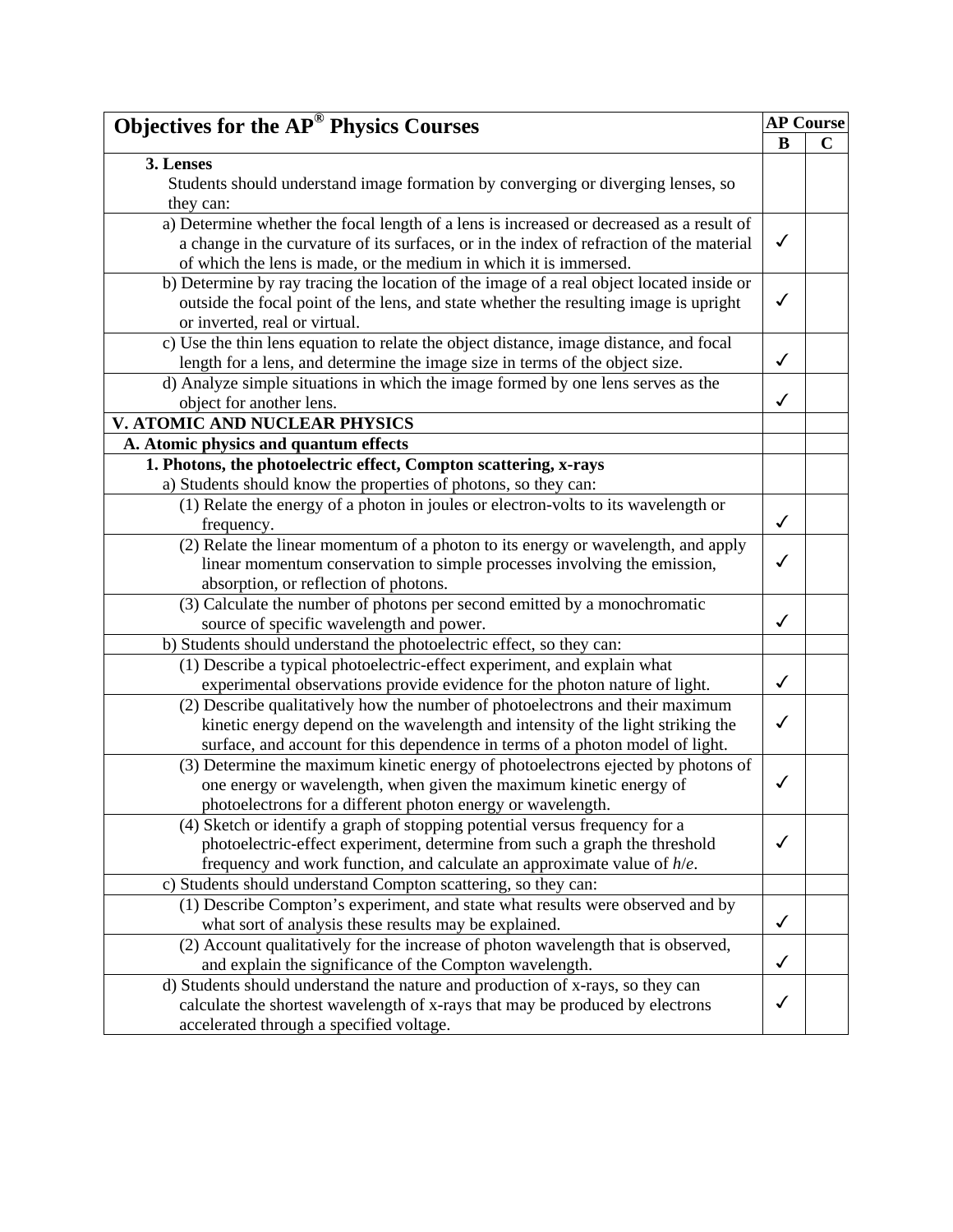| Objectives for the AP® Physics Courses | AP Course | |
|---|---|---|
| | B | C |
| **3. Lenses** Students should understand image formation by converging or diverging lenses, so they can: | | |
| a) Determine whether the focal length of a lens is increased or decreased as a result of a change in the curvature of its surfaces, or in the index of refraction of the material of which the lens is made, or the medium in which it is immersed. | ✓ | |
| b) Determine by ray tracing the location of the image of a real object located inside or outside the focal point of the lens, and state whether the resulting image is upright or inverted, real or virtual. | ✓ | |
| c) Use the thin lens equation to relate the object distance, image distance, and focal length for a lens, and determine the image size in terms of the object size. | ✓ | |
| d) Analyze simple situations in which the image formed by one lens serves as the object for another lens. | ✓ | |
| **V. ATOMIC AND NUCLEAR PHYSICS** | | |
| **A. Atomic physics and quantum effects** | | |
| **1. Photons, the photoelectric effect, Compton scattering, x-rays** a) Students should know the properties of photons, so they can: | | |
| (1) Relate the energy of a photon in joules or electron-volts to its wavelength or frequency. | ✓ | |
| (2) Relate the linear momentum of a photon to its energy or wavelength, and apply linear momentum conservation to simple processes involving the emission, absorption, or reflection of photons. | ✓ | |
| (3) Calculate the number of photons per second emitted by a monochromatic source of specific wavelength and power. | ✓ | |
| b) Students should understand the photoelectric effect, so they can: | | |
| (1) Describe a typical photoelectric-effect experiment, and explain what experimental observations provide evidence for the photon nature of light. | ✓ | |
| (2) Describe qualitatively how the number of photoelectrons and their maximum kinetic energy depend on the wavelength and intensity of the light striking the surface, and account for this dependence in terms of a photon model of light. | ✓ | |
| (3) Determine the maximum kinetic energy of photoelectrons ejected by photons of one energy or wavelength, when given the maximum kinetic energy of photoelectrons for a different photon energy or wavelength. | ✓ | |
| (4) Sketch or identify a graph of stopping potential versus frequency for a photoelectric-effect experiment, determine from such a graph the threshold frequency and work function, and calculate an approximate value of $h/e$. | ✓ | |
| c) Students should understand Compton scattering, so they can: | | |
| (1) Describe Compton's experiment, and state what results were observed and by what sort of analysis these results may be explained. | ✓ | |
| (2) Account qualitatively for the increase of photon wavelength that is observed, and explain the significance of the Compton wavelength. | ✓ | |
| d) Students should understand the nature and production of x-rays, so they can calculate the shortest wavelength of x-rays that may be produced by electrons accelerated through a specified voltage. | ✓ | |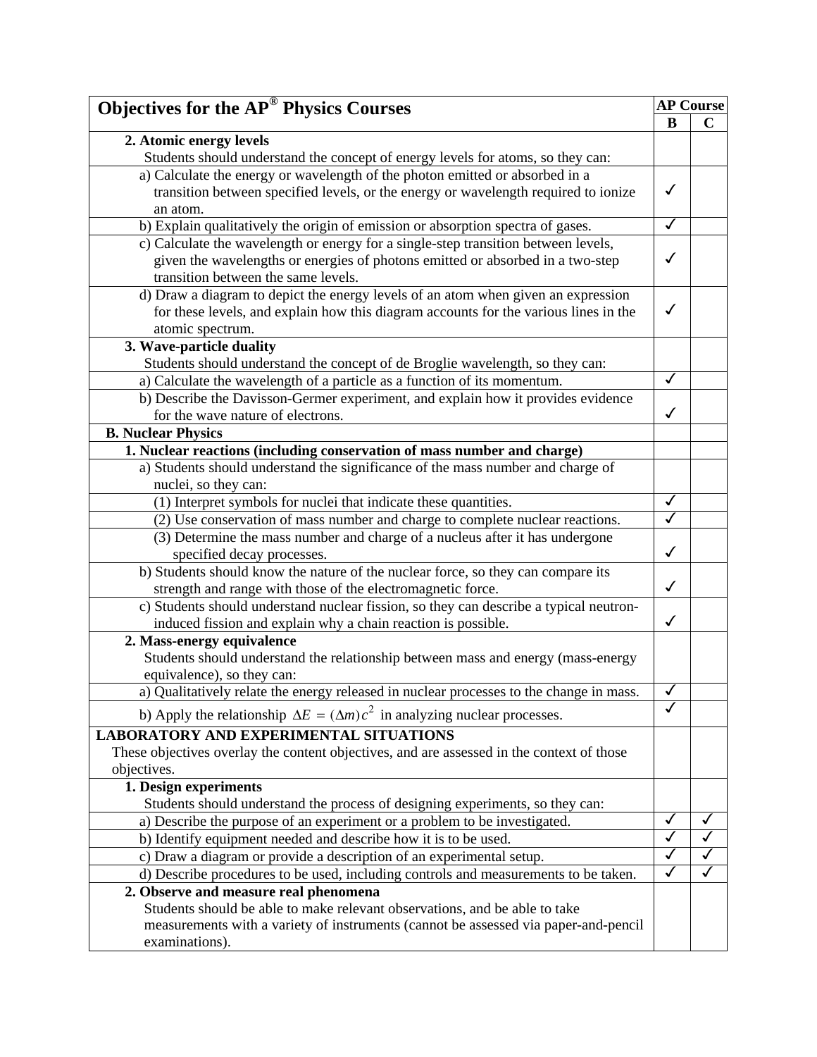| Objectives for the AP® Physics Courses | AP Course | |
|---|---|---|
| | B | C |
| **2. Atomic energy levels** Students should understand the concept of energy levels for atoms, so they can: | | |
| a) Calculate the energy or wavelength of the photon emitted or absorbed in a transition between specified levels, or the energy or wavelength required to ionize an atom. | ✓ | |
| b) Explain qualitatively the origin of emission or absorption spectra of gases. | ✓ | |
| c) Calculate the wavelength or energy for a single-step transition between levels, given the wavelengths or energies of photons emitted or absorbed in a two-step transition between the same levels. | ✓ | |
| d) Draw a diagram to depict the energy levels of an atom when given an expression for these levels, and explain how this diagram accounts for the various lines in the atomic spectrum. | ✓ | |
| **3. Wave-particle duality** Students should understand the concept of de Broglie wavelength, so they can: | | |
| a) Calculate the wavelength of a particle as a function of its momentum. | ✓ | |
| b) Describe the Davisson-Germer experiment, and explain how it provides evidence for the wave nature of electrons. | ✓ | |
| **B. Nuclear Physics** | | |
| **1. Nuclear reactions (including conservation of mass number and charge)** | | |
| a) Students should understand the significance of the mass number and charge of nuclei, so they can: | | |
| (1) Interpret symbols for nuclei that indicate these quantities. | ✓ | |
| (2) Use conservation of mass number and charge to complete nuclear reactions. | ✓ | |
| (3) Determine the mass number and charge of a nucleus after it has undergone specified decay processes. | ✓ | |
| b) Students should know the nature of the nuclear force, so they can compare its strength and range with those of the electromagnetic force. | ✓ | |
| c) Students should understand nuclear fission, so they can describe a typical neutron-induced fission and explain why a chain reaction is possible. | ✓ | |
| **2. Mass-energy equivalence** Students should understand the relationship between mass and energy (mass-energy equivalence), so they can: | | |
| a) Qualitatively relate the energy released in nuclear processes to the change in mass. | ✓ | |
| b) Apply the relationship $\Delta E = (\Delta m)c^2$ in analyzing nuclear processes. | ✓ | |
| **LABORATORY AND EXPERIMENTAL SITUATIONS** These objectives overlay the content objectives, and are assessed in the context of those objectives. | | |
| **1. Design experiments** Students should understand the process of designing experiments, so they can: | | |
| a) Describe the purpose of an experiment or a problem to be investigated. | ✓ | ✓ |
| b) Identify equipment needed and describe how it is to be used. | ✓ | ✓ |
| c) Draw a diagram or provide a description of an experimental setup. | ✓ | ✓ |
| d) Describe procedures to be used, including controls and measurements to be taken. | ✓ | ✓ |
| **2. Observe and measure real phenomena** Students should be able to make relevant observations, and be able to take measurements with a variety of instruments (cannot be assessed via paper-and-pencil examinations). | | |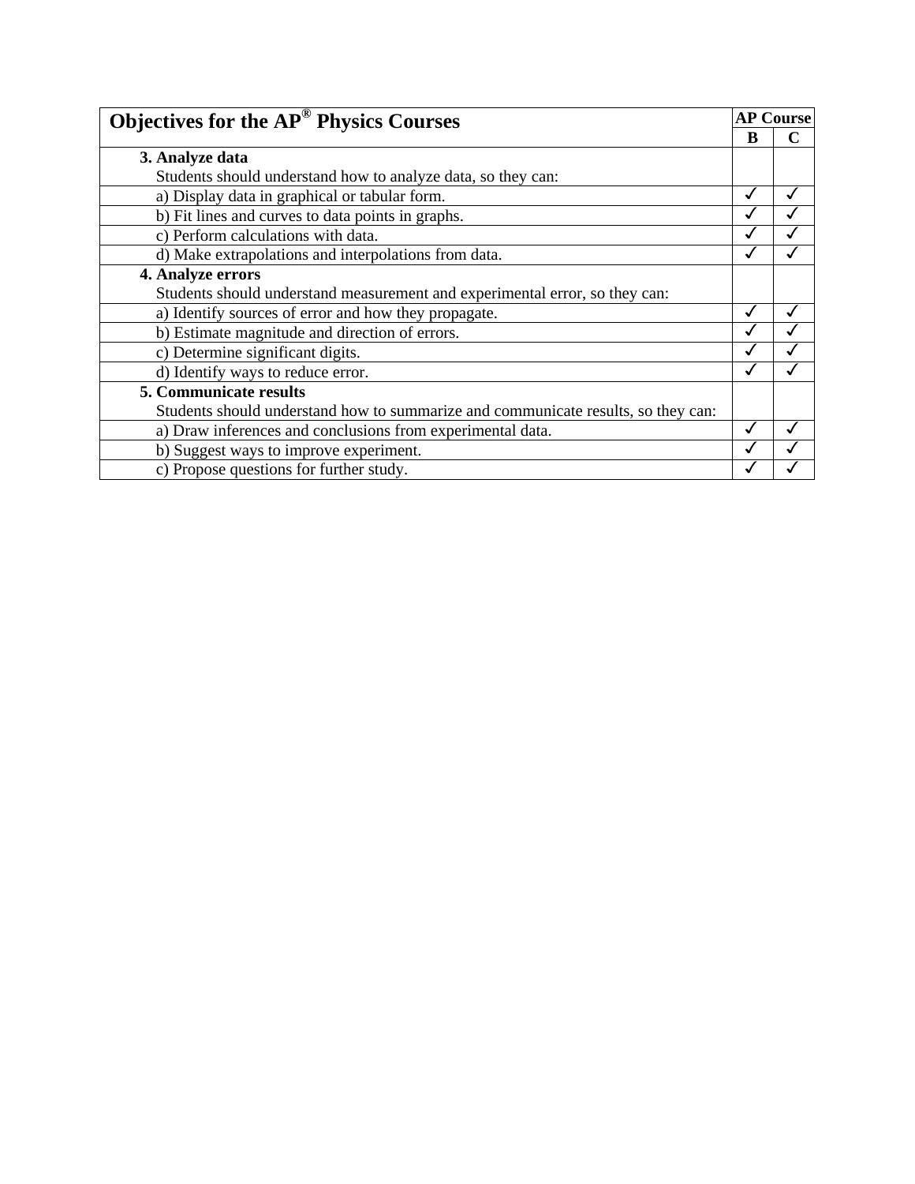| Objectives for the AP® Physics Courses | AP Course | |
|---|---|---|
| | B | C |
| **3. Analyze data**<br>Students should understand how to analyze data, so they can: | | |
| a) Display data in graphical or tabular form. | ✓ | ✓ |
| b) Fit lines and curves to data points in graphs. | ✓ | ✓ |
| c) Perform calculations with data. | ✓ | ✓ |
| d) Make extrapolations and interpolations from data. | ✓ | ✓ |
| **4. Analyze errors**<br>Students should understand measurement and experimental error, so they can: | | |
| a) Identify sources of error and how they propagate. | ✓ | ✓ |
| b) Estimate magnitude and direction of errors. | ✓ | ✓ |
| c) Determine significant digits. | ✓ | ✓ |
| d) Identify ways to reduce error. | ✓ | ✓ |
| **5. Communicate results**<br>Students should understand how to summarize and communicate results, so they can: | | |
| a) Draw inferences and conclusions from experimental data. | ✓ | ✓ |
| b) Suggest ways to improve experiment. | ✓ | ✓ |
| c) Propose questions for further study. | ✓ | ✓ |